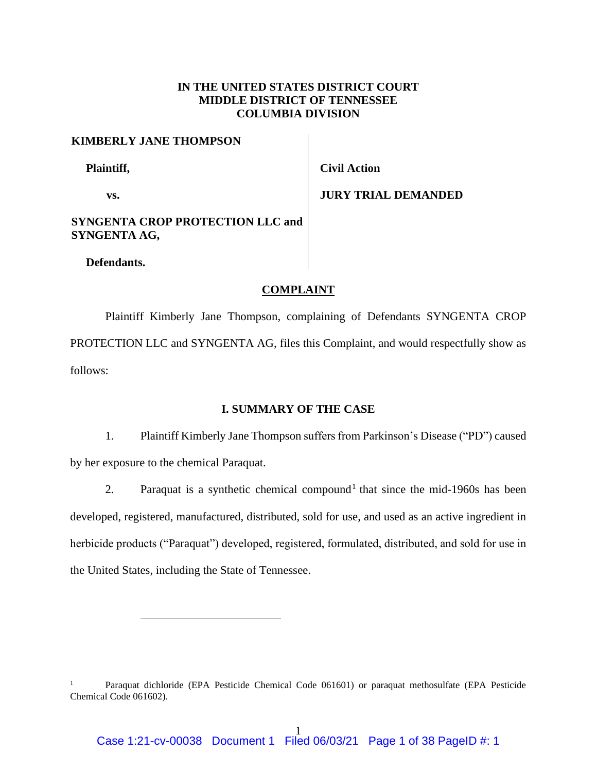**IN THE UNITED STATES DISTRICT COURT**
**MIDDLE DISTRICT OF TENNESSEE**
**COLUMBIA DIVISION**

| | |
|---|---|
| **KIMBERLY JANE THOMPSON** | |
| **Plaintiff,** | **Civil Action** |
| **vs.** | **JURY TRIAL DEMANDED** |
| **SYNGENTA CROP PROTECTION LLC and SYNGENTA AG,** | |
| **Defendants.** | |

## COMPLAINT

Plaintiff Kimberly Jane Thompson, complaining of Defendants SYNGENTA CROP PROTECTION LLC and SYNGENTA AG, files this Complaint, and would respectfully show as follows:

## I. SUMMARY OF THE CASE

1. Plaintiff Kimberly Jane Thompson suffers from Parkinson's Disease ("PD") caused by her exposure to the chemical Paraquat.

2. Paraquat is a synthetic chemical compound[1] that since the mid-1960s has been developed, registered, manufactured, distributed, sold for use, and used as an active ingredient in herbicide products ("Paraquat") developed, registered, formulated, distributed, and sold for use in the United States, including the State of Tennessee.

---

[1] Paraquat dichloride (EPA Pesticide Chemical Code 061601) or paraquat methosulfate (EPA Pesticide Chemical Code 061602).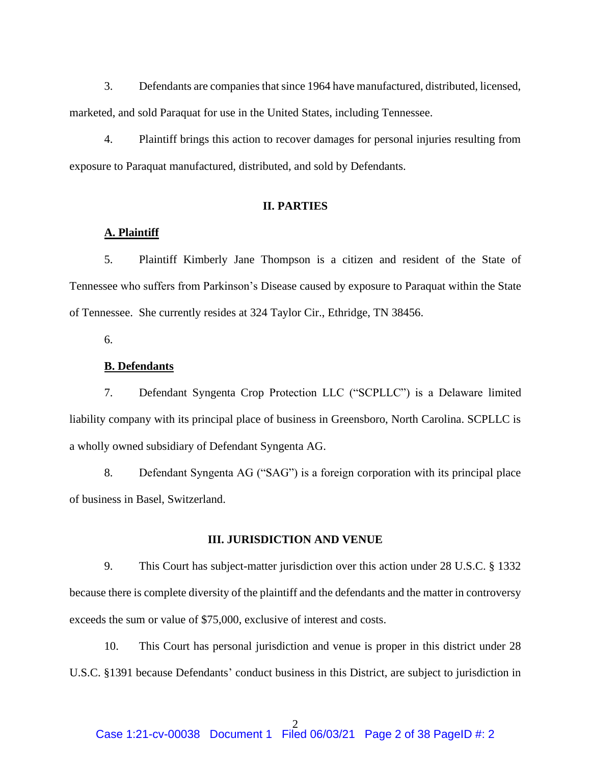3. Defendants are companies that since 1964 have manufactured, distributed, licensed, marketed, and sold Paraquat for use in the United States, including Tennessee.

4. Plaintiff brings this action to recover damages for personal injuries resulting from exposure to Paraquat manufactured, distributed, and sold by Defendants.

## II. PARTIES

### A. Plaintiff

5. Plaintiff Kimberly Jane Thompson is a citizen and resident of the State of Tennessee who suffers from Parkinson's Disease caused by exposure to Paraquat within the State of Tennessee. She currently resides at 324 Taylor Cir., Ethridge, TN 38456.

6.

### B. Defendants

7. Defendant Syngenta Crop Protection LLC ("SCPLLC") is a Delaware limited liability company with its principal place of business in Greensboro, North Carolina. SCPLLC is a wholly owned subsidiary of Defendant Syngenta AG.

8. Defendant Syngenta AG ("SAG") is a foreign corporation with its principal place of business in Basel, Switzerland.

## III. JURISDICTION AND VENUE

9. This Court has subject-matter jurisdiction over this action under 28 U.S.C. § 1332 because there is complete diversity of the plaintiff and the defendants and the matter in controversy exceeds the sum or value of $75,000, exclusive of interest and costs.

10. This Court has personal jurisdiction and venue is proper in this district under 28 U.S.C. §1391 because Defendants' conduct business in this District, are subject to jurisdiction in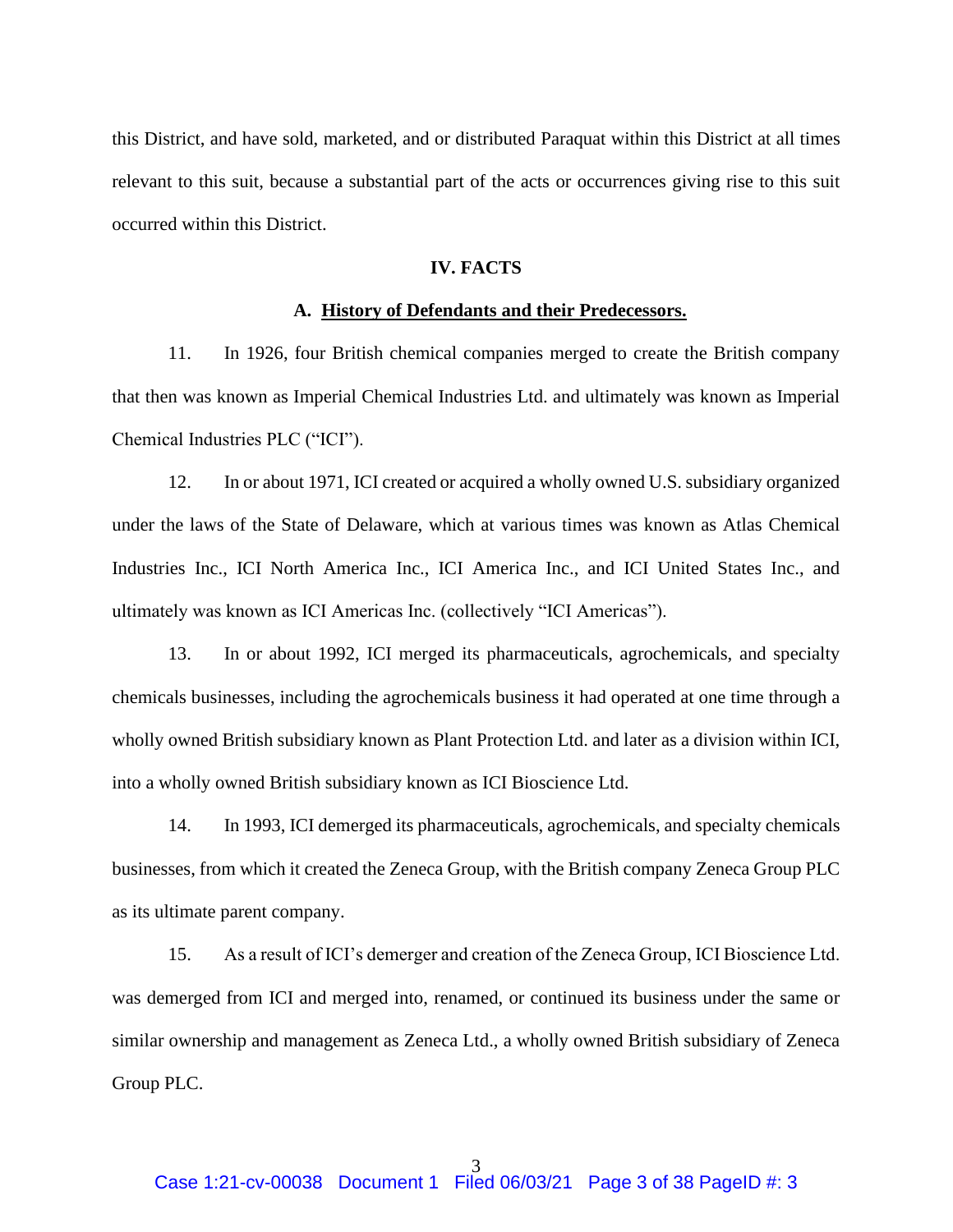this District, and have sold, marketed, and or distributed Paraquat within this District at all times relevant to this suit, because a substantial part of the acts or occurrences giving rise to this suit occurred within this District.

## IV. FACTS

### A. History of Defendants and their Predecessors.

11. In 1926, four British chemical companies merged to create the British company that then was known as Imperial Chemical Industries Ltd. and ultimately was known as Imperial Chemical Industries PLC ("ICI").

12. In or about 1971, ICI created or acquired a wholly owned U.S. subsidiary organized under the laws of the State of Delaware, which at various times was known as Atlas Chemical Industries Inc., ICI North America Inc., ICI America Inc., and ICI United States Inc., and ultimately was known as ICI Americas Inc. (collectively "ICI Americas").

13. In or about 1992, ICI merged its pharmaceuticals, agrochemicals, and specialty chemicals businesses, including the agrochemicals business it had operated at one time through a wholly owned British subsidiary known as Plant Protection Ltd. and later as a division within ICI, into a wholly owned British subsidiary known as ICI Bioscience Ltd.

14. In 1993, ICI demerged its pharmaceuticals, agrochemicals, and specialty chemicals businesses, from which it created the Zeneca Group, with the British company Zeneca Group PLC as its ultimate parent company.

15. As a result of ICI's demerger and creation of the Zeneca Group, ICI Bioscience Ltd. was demerged from ICI and merged into, renamed, or continued its business under the same or similar ownership and management as Zeneca Ltd., a wholly owned British subsidiary of Zeneca Group PLC.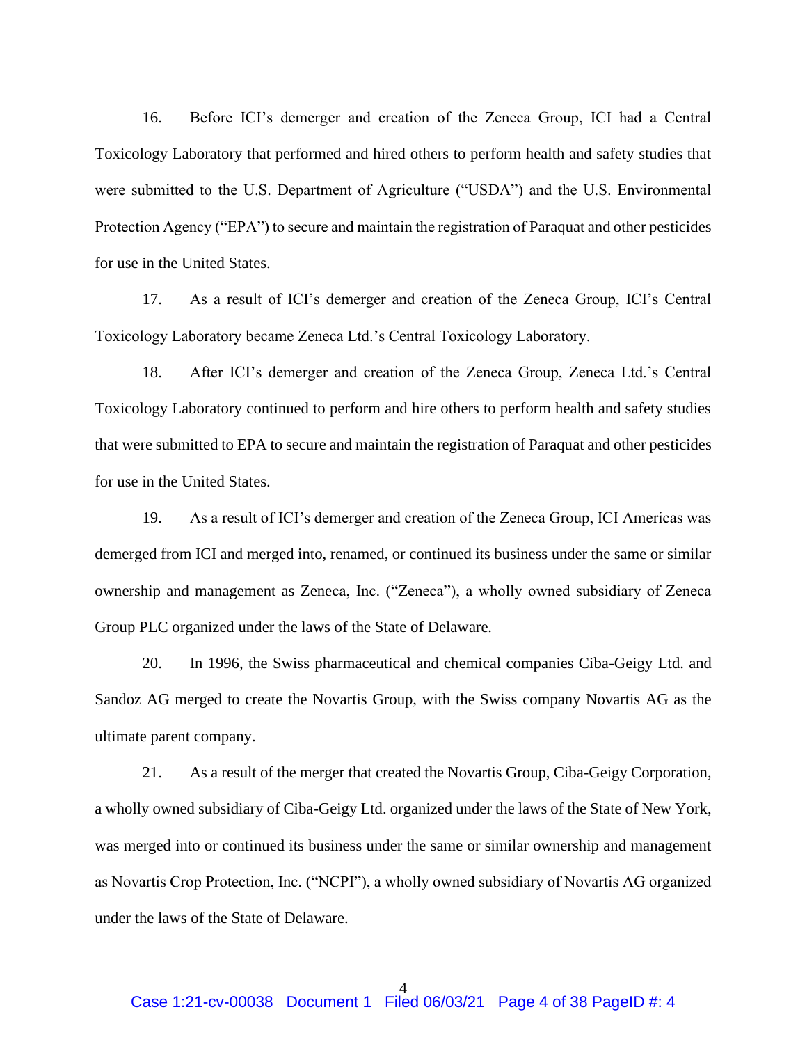16. Before ICI's demerger and creation of the Zeneca Group, ICI had a Central Toxicology Laboratory that performed and hired others to perform health and safety studies that were submitted to the U.S. Department of Agriculture ("USDA") and the U.S. Environmental Protection Agency ("EPA") to secure and maintain the registration of Paraquat and other pesticides for use in the United States.

17. As a result of ICI's demerger and creation of the Zeneca Group, ICI's Central Toxicology Laboratory became Zeneca Ltd.'s Central Toxicology Laboratory.

18. After ICI's demerger and creation of the Zeneca Group, Zeneca Ltd.'s Central Toxicology Laboratory continued to perform and hire others to perform health and safety studies that were submitted to EPA to secure and maintain the registration of Paraquat and other pesticides for use in the United States.

19. As a result of ICI's demerger and creation of the Zeneca Group, ICI Americas was demerged from ICI and merged into, renamed, or continued its business under the same or similar ownership and management as Zeneca, Inc. ("Zeneca"), a wholly owned subsidiary of Zeneca Group PLC organized under the laws of the State of Delaware.

20. In 1996, the Swiss pharmaceutical and chemical companies Ciba-Geigy Ltd. and Sandoz AG merged to create the Novartis Group, with the Swiss company Novartis AG as the ultimate parent company.

21. As a result of the merger that created the Novartis Group, Ciba-Geigy Corporation, a wholly owned subsidiary of Ciba-Geigy Ltd. organized under the laws of the State of New York, was merged into or continued its business under the same or similar ownership and management as Novartis Crop Protection, Inc. ("NCPI"), a wholly owned subsidiary of Novartis AG organized under the laws of the State of Delaware.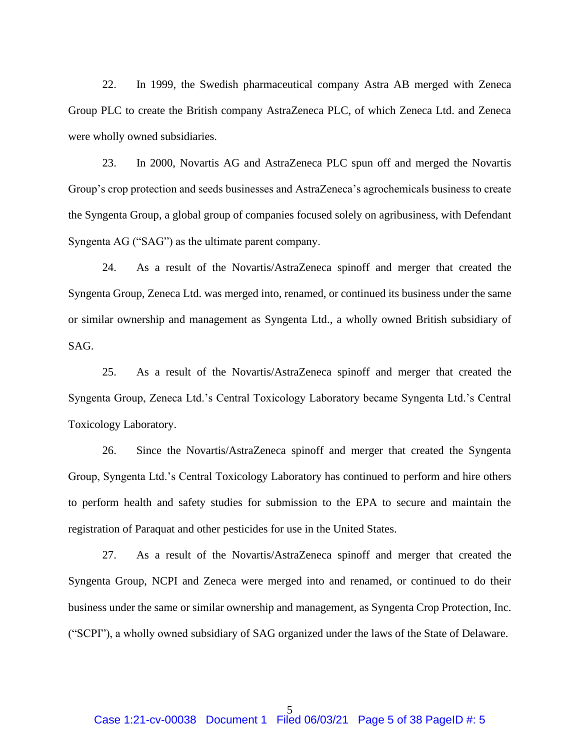22. In 1999, the Swedish pharmaceutical company Astra AB merged with Zeneca Group PLC to create the British company AstraZeneca PLC, of which Zeneca Ltd. and Zeneca were wholly owned subsidiaries.

23. In 2000, Novartis AG and AstraZeneca PLC spun off and merged the Novartis Group's crop protection and seeds businesses and AstraZeneca's agrochemicals business to create the Syngenta Group, a global group of companies focused solely on agribusiness, with Defendant Syngenta AG ("SAG") as the ultimate parent company.

24. As a result of the Novartis/AstraZeneca spinoff and merger that created the Syngenta Group, Zeneca Ltd. was merged into, renamed, or continued its business under the same or similar ownership and management as Syngenta Ltd., a wholly owned British subsidiary of SAG.

25. As a result of the Novartis/AstraZeneca spinoff and merger that created the Syngenta Group, Zeneca Ltd.'s Central Toxicology Laboratory became Syngenta Ltd.'s Central Toxicology Laboratory.

26. Since the Novartis/AstraZeneca spinoff and merger that created the Syngenta Group, Syngenta Ltd.'s Central Toxicology Laboratory has continued to perform and hire others to perform health and safety studies for submission to the EPA to secure and maintain the registration of Paraquat and other pesticides for use in the United States.

27. As a result of the Novartis/AstraZeneca spinoff and merger that created the Syngenta Group, NCPI and Zeneca were merged into and renamed, or continued to do their business under the same or similar ownership and management, as Syngenta Crop Protection, Inc. ("SCPI"), a wholly owned subsidiary of SAG organized under the laws of the State of Delaware.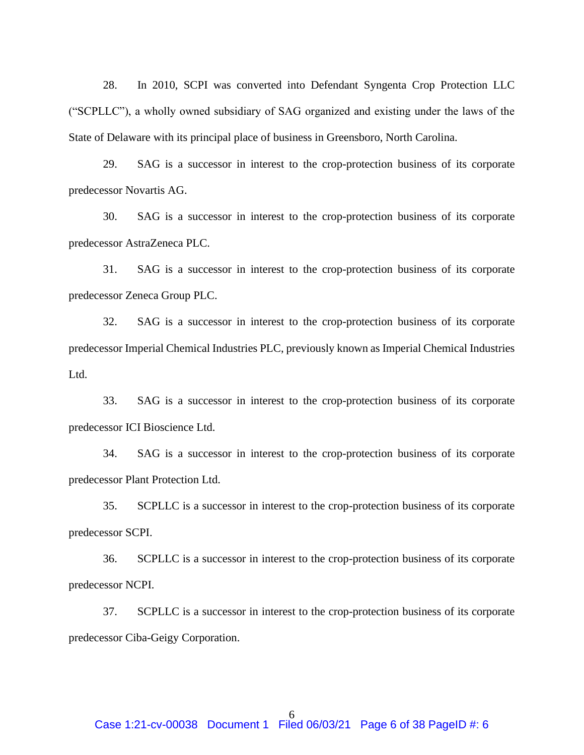28. In 2010, SCPI was converted into Defendant Syngenta Crop Protection LLC ("SCPLLC"), a wholly owned subsidiary of SAG organized and existing under the laws of the State of Delaware with its principal place of business in Greensboro, North Carolina.

29. SAG is a successor in interest to the crop-protection business of its corporate predecessor Novartis AG.

30. SAG is a successor in interest to the crop-protection business of its corporate predecessor AstraZeneca PLC.

31. SAG is a successor in interest to the crop-protection business of its corporate predecessor Zeneca Group PLC.

32. SAG is a successor in interest to the crop-protection business of its corporate predecessor Imperial Chemical Industries PLC, previously known as Imperial Chemical Industries Ltd.

33. SAG is a successor in interest to the crop-protection business of its corporate predecessor ICI Bioscience Ltd.

34. SAG is a successor in interest to the crop-protection business of its corporate predecessor Plant Protection Ltd.

35. SCPLLC is a successor in interest to the crop-protection business of its corporate predecessor SCPI.

36. SCPLLC is a successor in interest to the crop-protection business of its corporate predecessor NCPI.

37. SCPLLC is a successor in interest to the crop-protection business of its corporate predecessor Ciba-Geigy Corporation.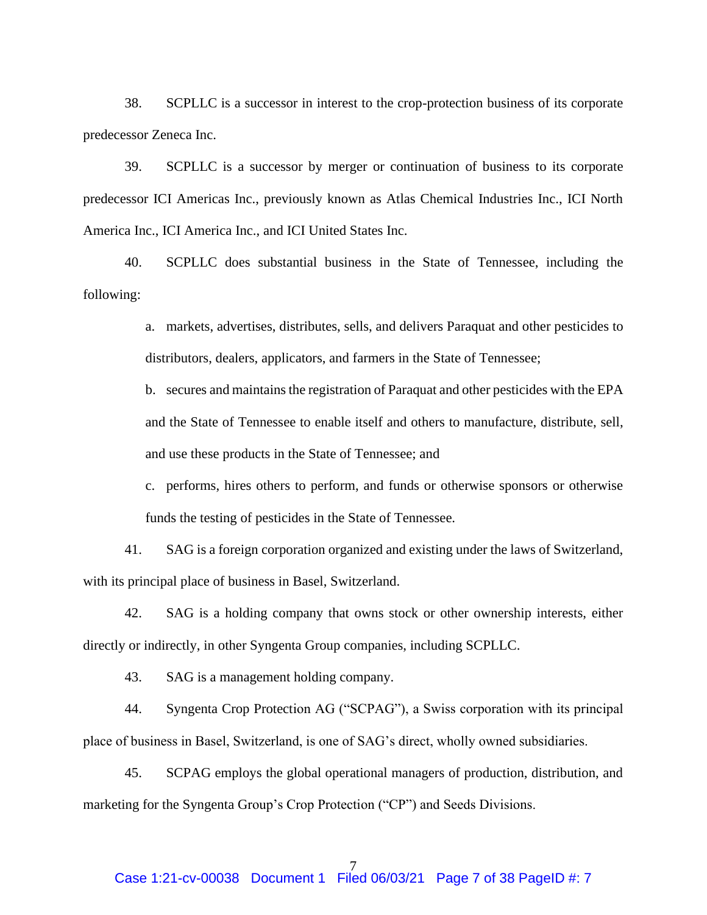38. SCPLLC is a successor in interest to the crop-protection business of its corporate predecessor Zeneca Inc.

39. SCPLLC is a successor by merger or continuation of business to its corporate predecessor ICI Americas Inc., previously known as Atlas Chemical Industries Inc., ICI North America Inc., ICI America Inc., and ICI United States Inc.

40. SCPLLC does substantial business in the State of Tennessee, including the following:

a. markets, advertises, distributes, sells, and delivers Paraquat and other pesticides to distributors, dealers, applicators, and farmers in the State of Tennessee;

b. secures and maintains the registration of Paraquat and other pesticides with the EPA and the State of Tennessee to enable itself and others to manufacture, distribute, sell, and use these products in the State of Tennessee; and

c. performs, hires others to perform, and funds or otherwise sponsors or otherwise funds the testing of pesticides in the State of Tennessee.

41. SAG is a foreign corporation organized and existing under the laws of Switzerland, with its principal place of business in Basel, Switzerland.

42. SAG is a holding company that owns stock or other ownership interests, either directly or indirectly, in other Syngenta Group companies, including SCPLLC.

43. SAG is a management holding company.

44. Syngenta Crop Protection AG ("SCPAG"), a Swiss corporation with its principal place of business in Basel, Switzerland, is one of SAG's direct, wholly owned subsidiaries.

45. SCPAG employs the global operational managers of production, distribution, and marketing for the Syngenta Group's Crop Protection ("CP") and Seeds Divisions.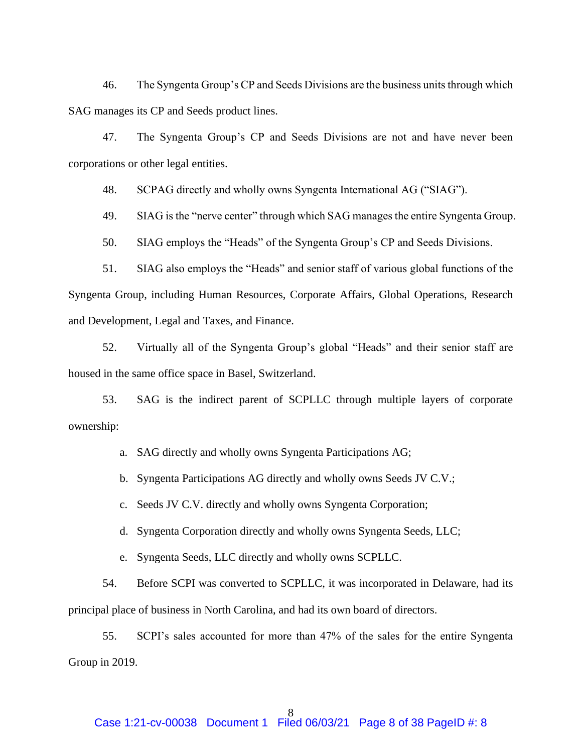46. The Syngenta Group's CP and Seeds Divisions are the business units through which SAG manages its CP and Seeds product lines.

47. The Syngenta Group's CP and Seeds Divisions are not and have never been corporations or other legal entities.

48. SCPAG directly and wholly owns Syngenta International AG ("SIAG").

49. SIAG is the "nerve center" through which SAG manages the entire Syngenta Group.

50. SIAG employs the "Heads" of the Syngenta Group's CP and Seeds Divisions.

51. SIAG also employs the "Heads" and senior staff of various global functions of the Syngenta Group, including Human Resources, Corporate Affairs, Global Operations, Research and Development, Legal and Taxes, and Finance.

52. Virtually all of the Syngenta Group's global "Heads" and their senior staff are housed in the same office space in Basel, Switzerland.

53. SAG is the indirect parent of SCPLLC through multiple layers of corporate ownership:

a. SAG directly and wholly owns Syngenta Participations AG;

b. Syngenta Participations AG directly and wholly owns Seeds JV C.V.;

c. Seeds JV C.V. directly and wholly owns Syngenta Corporation;

d. Syngenta Corporation directly and wholly owns Syngenta Seeds, LLC;

e. Syngenta Seeds, LLC directly and wholly owns SCPLLC.

54. Before SCPI was converted to SCPLLC, it was incorporated in Delaware, had its principal place of business in North Carolina, and had its own board of directors.

55. SCPI's sales accounted for more than 47% of the sales for the entire Syngenta Group in 2019.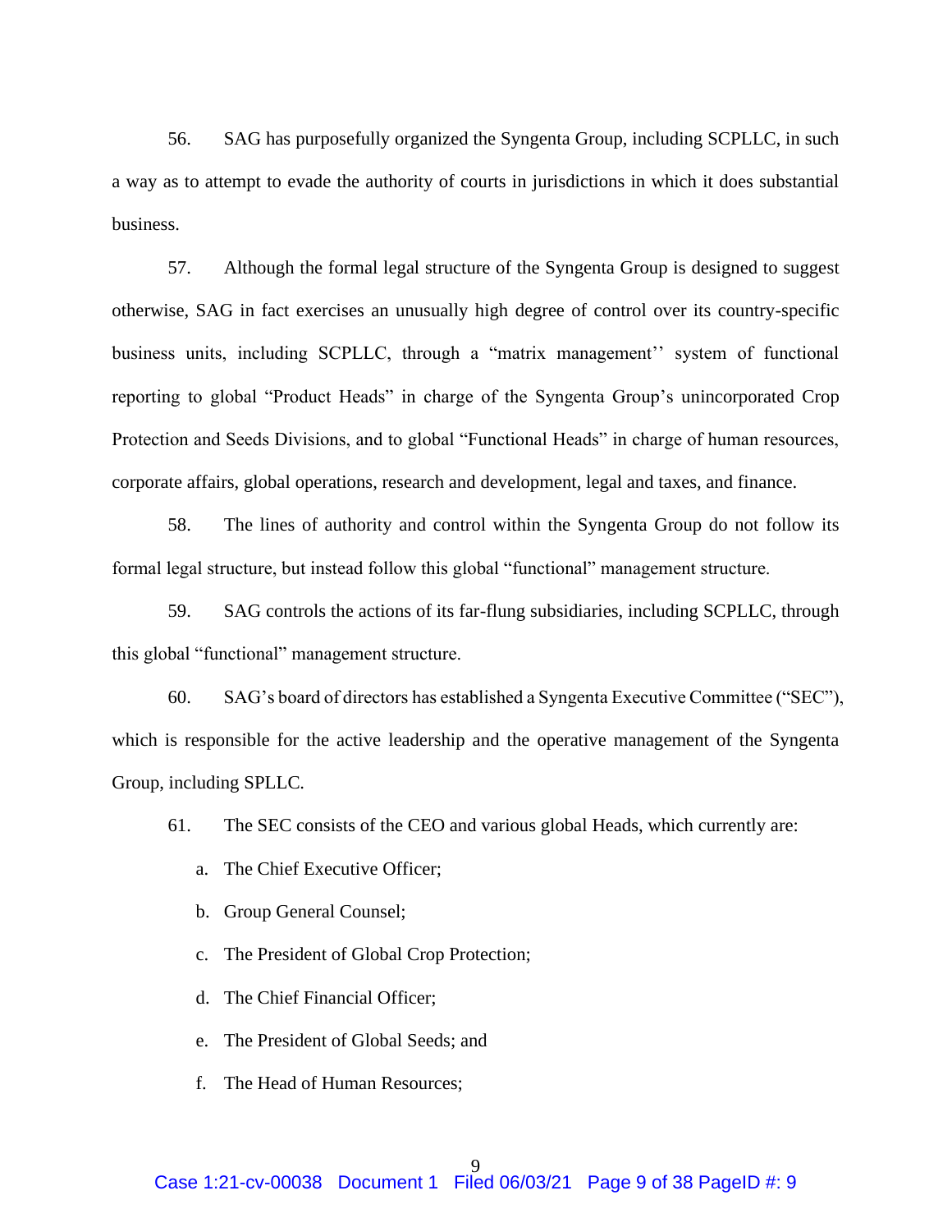56. SAG has purposefully organized the Syngenta Group, including SCPLLC, in such a way as to attempt to evade the authority of courts in jurisdictions in which it does substantial business.

57. Although the formal legal structure of the Syngenta Group is designed to suggest otherwise, SAG in fact exercises an unusually high degree of control over its country-specific business units, including SCPLLC, through a "matrix management'' system of functional reporting to global "Product Heads" in charge of the Syngenta Group's unincorporated Crop Protection and Seeds Divisions, and to global "Functional Heads" in charge of human resources, corporate affairs, global operations, research and development, legal and taxes, and finance.

58. The lines of authority and control within the Syngenta Group do not follow its formal legal structure, but instead follow this global "functional" management structure.

59. SAG controls the actions of its far-flung subsidiaries, including SCPLLC, through this global "functional" management structure.

60. SAG's board of directors has established a Syngenta Executive Committee ("SEC"), which is responsible for the active leadership and the operative management of the Syngenta Group, including SPLLC.

61. The SEC consists of the CEO and various global Heads, which currently are:

a. The Chief Executive Officer;

b. Group General Counsel;

c. The President of Global Crop Protection;

d. The Chief Financial Officer;

e. The President of Global Seeds; and

f. The Head of Human Resources;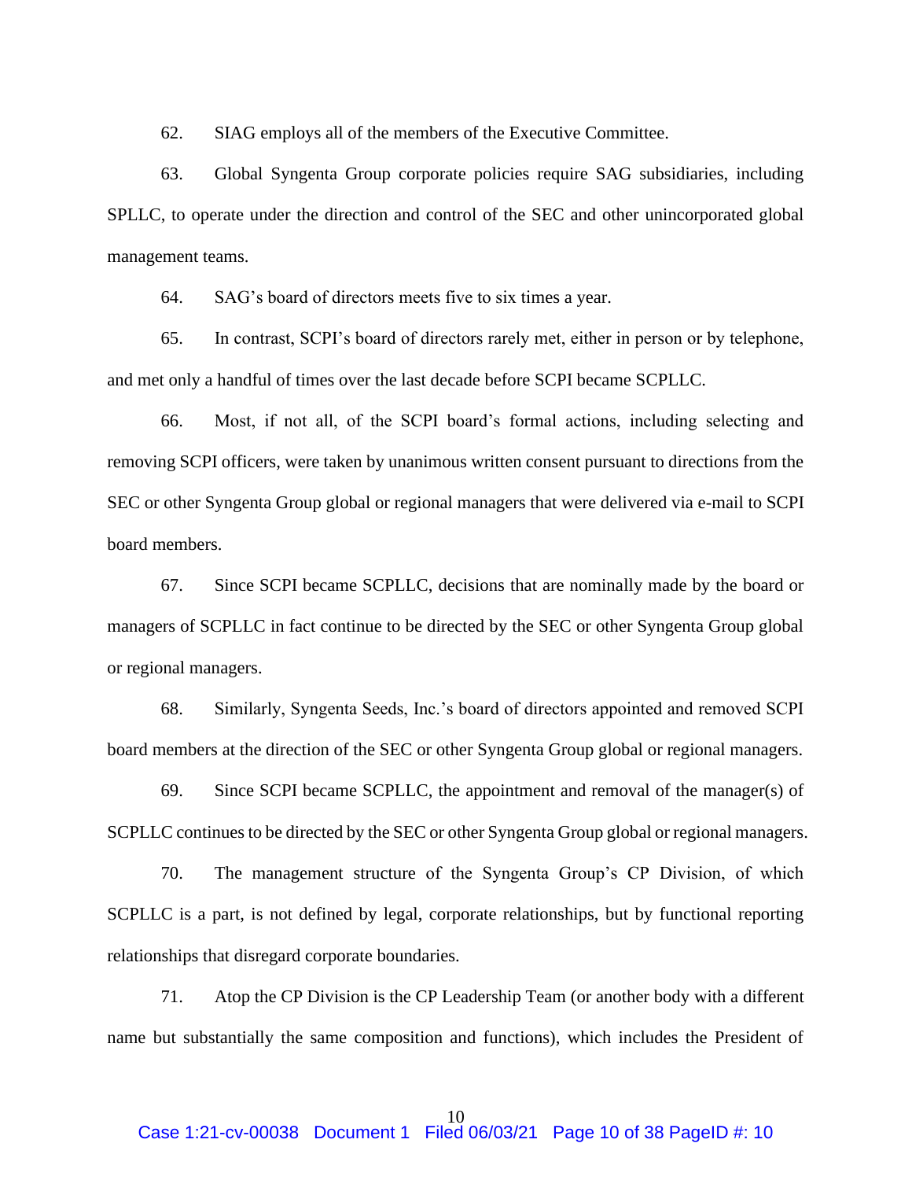62. SIAG employs all of the members of the Executive Committee.

63. Global Syngenta Group corporate policies require SAG subsidiaries, including SPLLC, to operate under the direction and control of the SEC and other unincorporated global management teams.

64. SAG's board of directors meets five to six times a year.

65. In contrast, SCPI's board of directors rarely met, either in person or by telephone, and met only a handful of times over the last decade before SCPI became SCPLLC.

66. Most, if not all, of the SCPI board's formal actions, including selecting and removing SCPI officers, were taken by unanimous written consent pursuant to directions from the SEC or other Syngenta Group global or regional managers that were delivered via e-mail to SCPI board members.

67. Since SCPI became SCPLLC, decisions that are nominally made by the board or managers of SCPLLC in fact continue to be directed by the SEC or other Syngenta Group global or regional managers.

68. Similarly, Syngenta Seeds, Inc.'s board of directors appointed and removed SCPI board members at the direction of the SEC or other Syngenta Group global or regional managers.

69. Since SCPI became SCPLLC, the appointment and removal of the manager(s) of SCPLLC continues to be directed by the SEC or other Syngenta Group global or regional managers.

70. The management structure of the Syngenta Group's CP Division, of which SCPLLC is a part, is not defined by legal, corporate relationships, but by functional reporting relationships that disregard corporate boundaries.

71. Atop the CP Division is the CP Leadership Team (or another body with a different name but substantially the same composition and functions), which includes the President of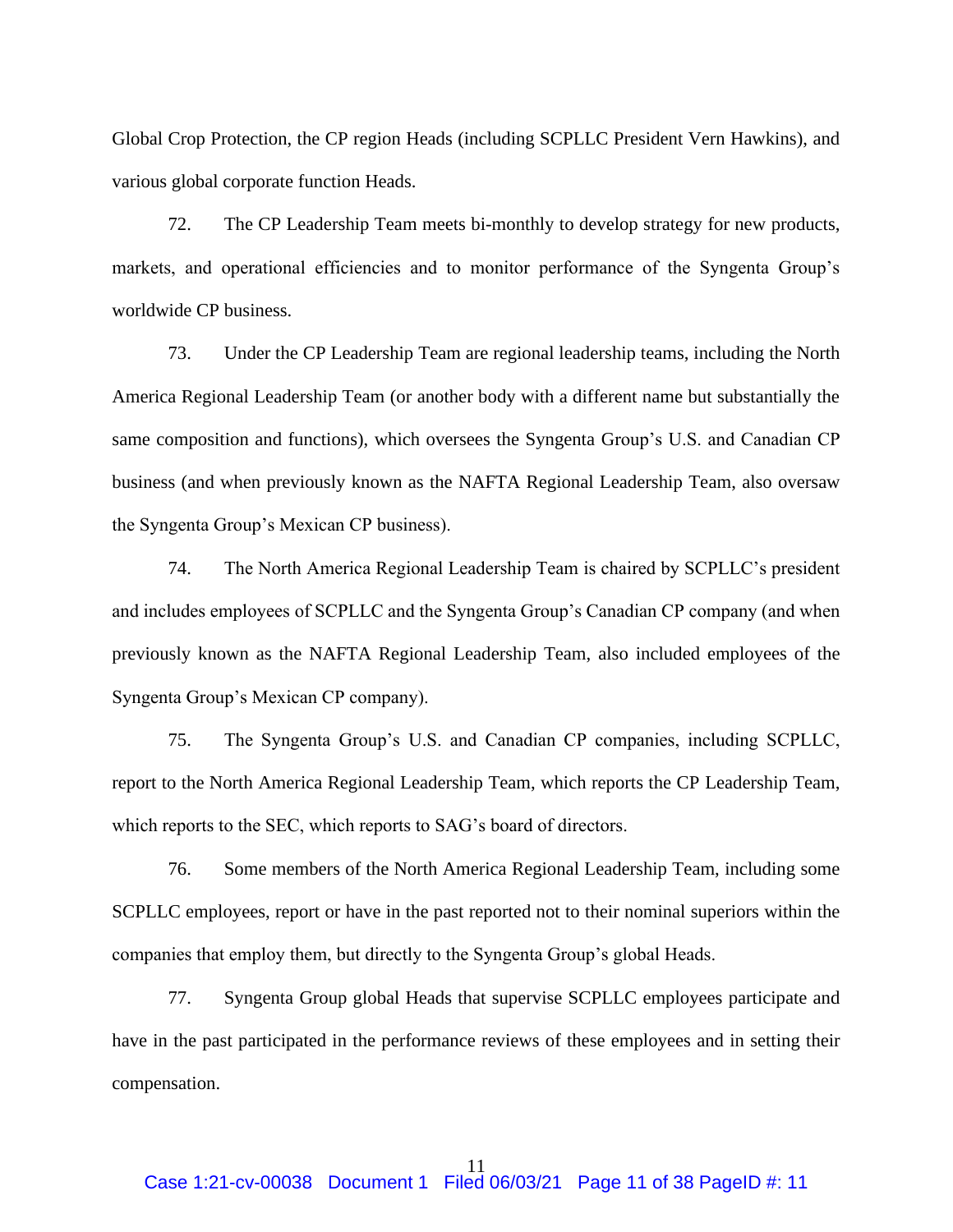Global Crop Protection, the CP region Heads (including SCPLLC President Vern Hawkins), and various global corporate function Heads.

72. The CP Leadership Team meets bi-monthly to develop strategy for new products, markets, and operational efficiencies and to monitor performance of the Syngenta Group's worldwide CP business.

73. Under the CP Leadership Team are regional leadership teams, including the North America Regional Leadership Team (or another body with a different name but substantially the same composition and functions), which oversees the Syngenta Group's U.S. and Canadian CP business (and when previously known as the NAFTA Regional Leadership Team, also oversaw the Syngenta Group's Mexican CP business).

74. The North America Regional Leadership Team is chaired by SCPLLC's president and includes employees of SCPLLC and the Syngenta Group's Canadian CP company (and when previously known as the NAFTA Regional Leadership Team, also included employees of the Syngenta Group's Mexican CP company).

75. The Syngenta Group's U.S. and Canadian CP companies, including SCPLLC, report to the North America Regional Leadership Team, which reports the CP Leadership Team, which reports to the SEC, which reports to SAG's board of directors.

76. Some members of the North America Regional Leadership Team, including some SCPLLC employees, report or have in the past reported not to their nominal superiors within the companies that employ them, but directly to the Syngenta Group's global Heads.

77. Syngenta Group global Heads that supervise SCPLLC employees participate and have in the past participated in the performance reviews of these employees and in setting their compensation.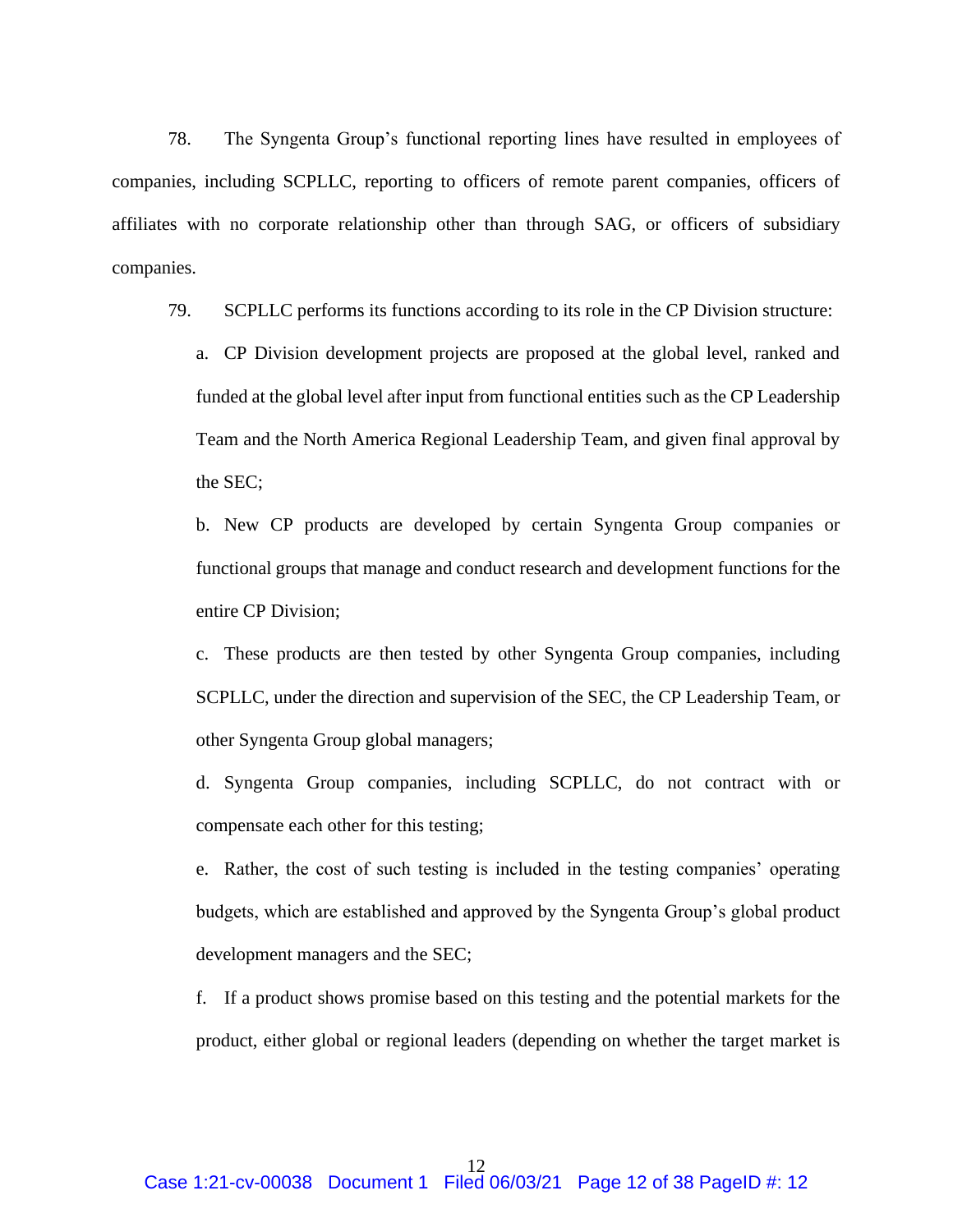78. The Syngenta Group's functional reporting lines have resulted in employees of companies, including SCPLLC, reporting to officers of remote parent companies, officers of affiliates with no corporate relationship other than through SAG, or officers of subsidiary companies.

79. SCPLLC performs its functions according to its role in the CP Division structure:

a. CP Division development projects are proposed at the global level, ranked and funded at the global level after input from functional entities such as the CP Leadership Team and the North America Regional Leadership Team, and given final approval by the SEC;

b. New CP products are developed by certain Syngenta Group companies or functional groups that manage and conduct research and development functions for the entire CP Division;

c. These products are then tested by other Syngenta Group companies, including SCPLLC, under the direction and supervision of the SEC, the CP Leadership Team, or other Syngenta Group global managers;

d. Syngenta Group companies, including SCPLLC, do not contract with or compensate each other for this testing;

e. Rather, the cost of such testing is included in the testing companies' operating budgets, which are established and approved by the Syngenta Group's global product development managers and the SEC;

f. If a product shows promise based on this testing and the potential markets for the product, either global or regional leaders (depending on whether the target market is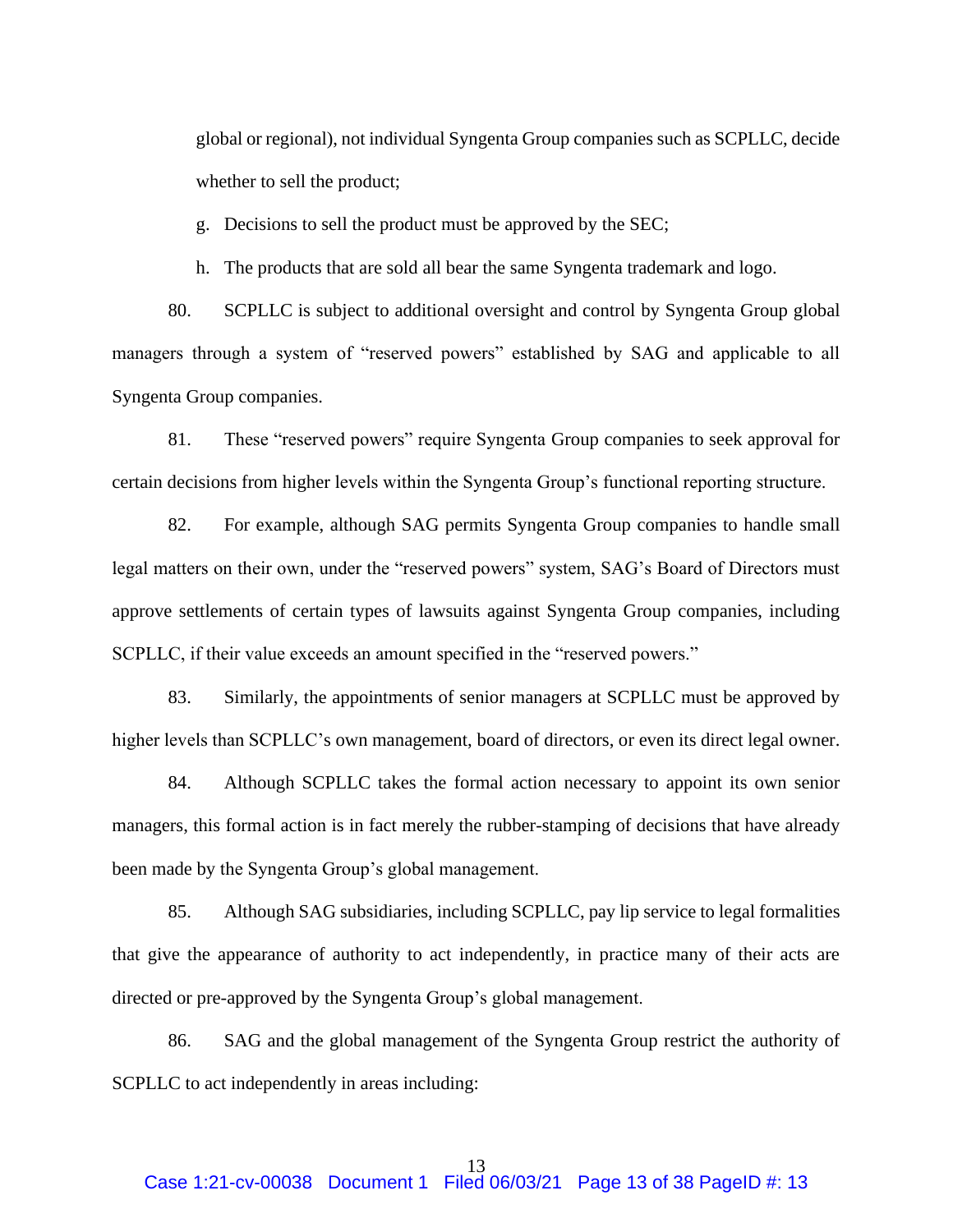global or regional), not individual Syngenta Group companies such as SCPLLC, decide whether to sell the product;

g. Decisions to sell the product must be approved by the SEC;

h. The products that are sold all bear the same Syngenta trademark and logo.

80. SCPLLC is subject to additional oversight and control by Syngenta Group global managers through a system of "reserved powers" established by SAG and applicable to all Syngenta Group companies.

81. These "reserved powers" require Syngenta Group companies to seek approval for certain decisions from higher levels within the Syngenta Group's functional reporting structure.

82. For example, although SAG permits Syngenta Group companies to handle small legal matters on their own, under the "reserved powers" system, SAG's Board of Directors must approve settlements of certain types of lawsuits against Syngenta Group companies, including SCPLLC, if their value exceeds an amount specified in the "reserved powers."

83. Similarly, the appointments of senior managers at SCPLLC must be approved by higher levels than SCPLLC's own management, board of directors, or even its direct legal owner.

84. Although SCPLLC takes the formal action necessary to appoint its own senior managers, this formal action is in fact merely the rubber-stamping of decisions that have already been made by the Syngenta Group's global management.

85. Although SAG subsidiaries, including SCPLLC, pay lip service to legal formalities that give the appearance of authority to act independently, in practice many of their acts are directed or pre-approved by the Syngenta Group's global management.

86. SAG and the global management of the Syngenta Group restrict the authority of SCPLLC to act independently in areas including: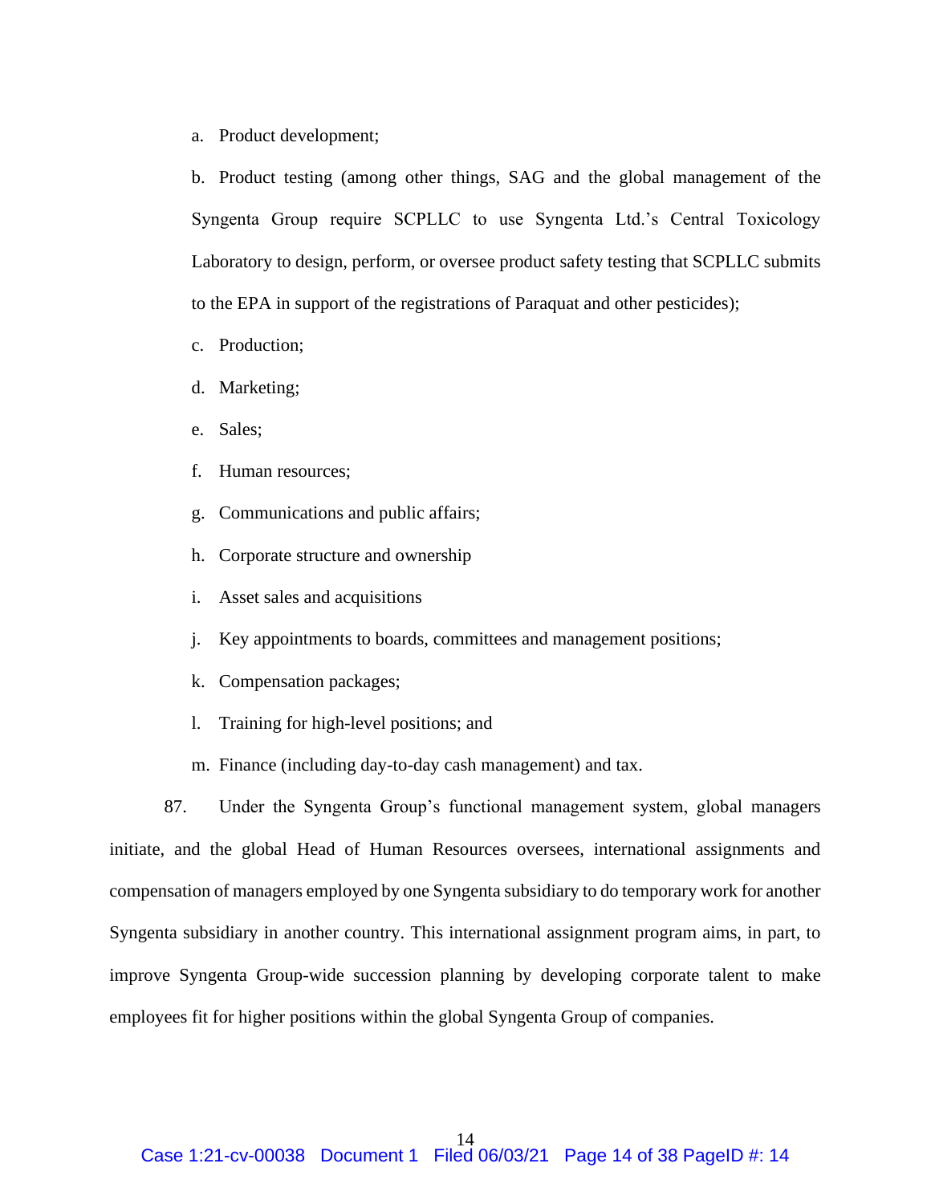a. Product development;

b. Product testing (among other things, SAG and the global management of the Syngenta Group require SCPLLC to use Syngenta Ltd.'s Central Toxicology Laboratory to design, perform, or oversee product safety testing that SCPLLC submits to the EPA in support of the registrations of Paraquat and other pesticides);

c. Production;

d. Marketing;

e. Sales;

f. Human resources;

g. Communications and public affairs;

h. Corporate structure and ownership

i. Asset sales and acquisitions

j. Key appointments to boards, committees and management positions;

k. Compensation packages;

l. Training for high-level positions; and

m. Finance (including day-to-day cash management) and tax.

87. Under the Syngenta Group's functional management system, global managers initiate, and the global Head of Human Resources oversees, international assignments and compensation of managers employed by one Syngenta subsidiary to do temporary work for another Syngenta subsidiary in another country. This international assignment program aims, in part, to improve Syngenta Group-wide succession planning by developing corporate talent to make employees fit for higher positions within the global Syngenta Group of companies.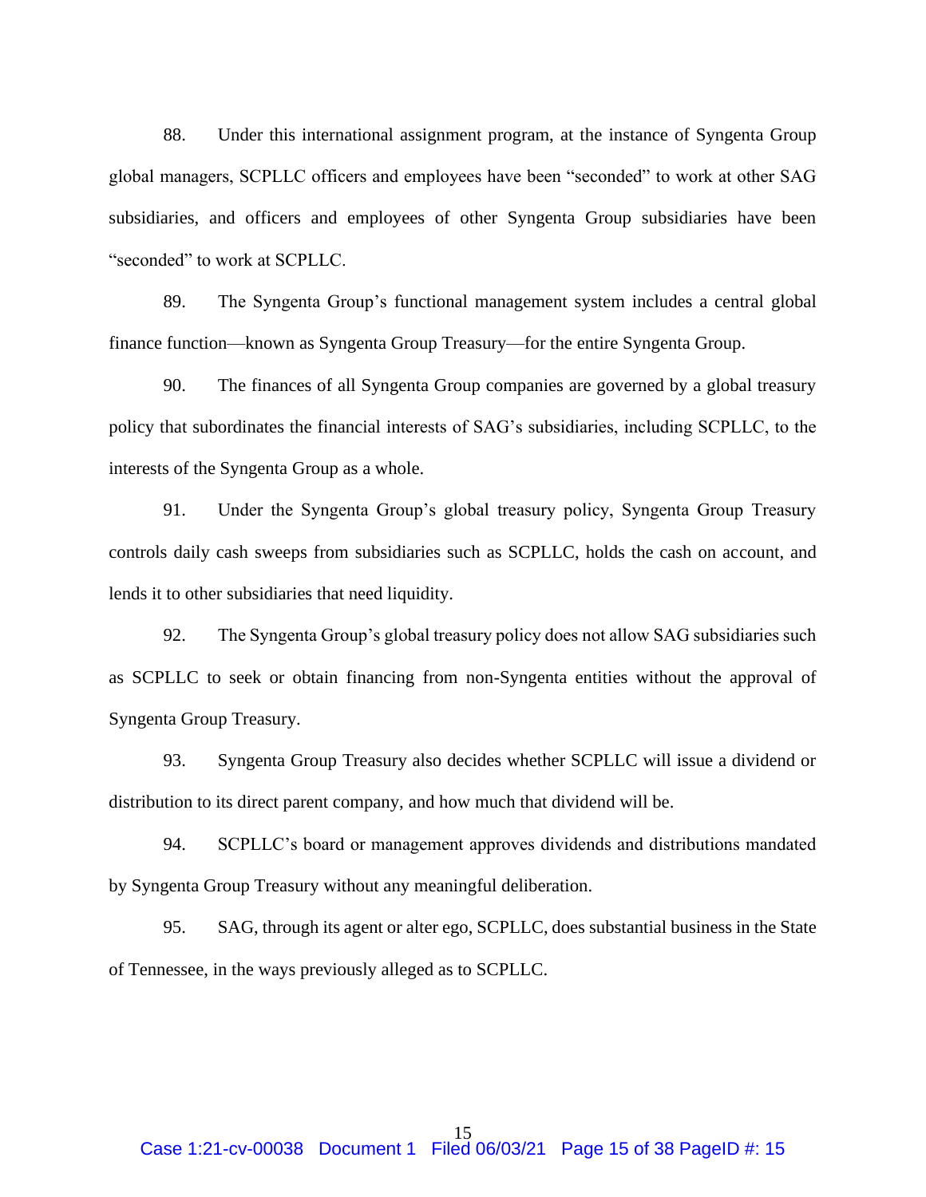88. Under this international assignment program, at the instance of Syngenta Group global managers, SCPLLC officers and employees have been "seconded" to work at other SAG subsidiaries, and officers and employees of other Syngenta Group subsidiaries have been "seconded" to work at SCPLLC.

89. The Syngenta Group's functional management system includes a central global finance function—known as Syngenta Group Treasury—for the entire Syngenta Group.

90. The finances of all Syngenta Group companies are governed by a global treasury policy that subordinates the financial interests of SAG's subsidiaries, including SCPLLC, to the interests of the Syngenta Group as a whole.

91. Under the Syngenta Group's global treasury policy, Syngenta Group Treasury controls daily cash sweeps from subsidiaries such as SCPLLC, holds the cash on account, and lends it to other subsidiaries that need liquidity.

92. The Syngenta Group's global treasury policy does not allow SAG subsidiaries such as SCPLLC to seek or obtain financing from non-Syngenta entities without the approval of Syngenta Group Treasury.

93. Syngenta Group Treasury also decides whether SCPLLC will issue a dividend or distribution to its direct parent company, and how much that dividend will be.

94. SCPLLC's board or management approves dividends and distributions mandated by Syngenta Group Treasury without any meaningful deliberation.

95. SAG, through its agent or alter ego, SCPLLC, does substantial business in the State of Tennessee, in the ways previously alleged as to SCPLLC.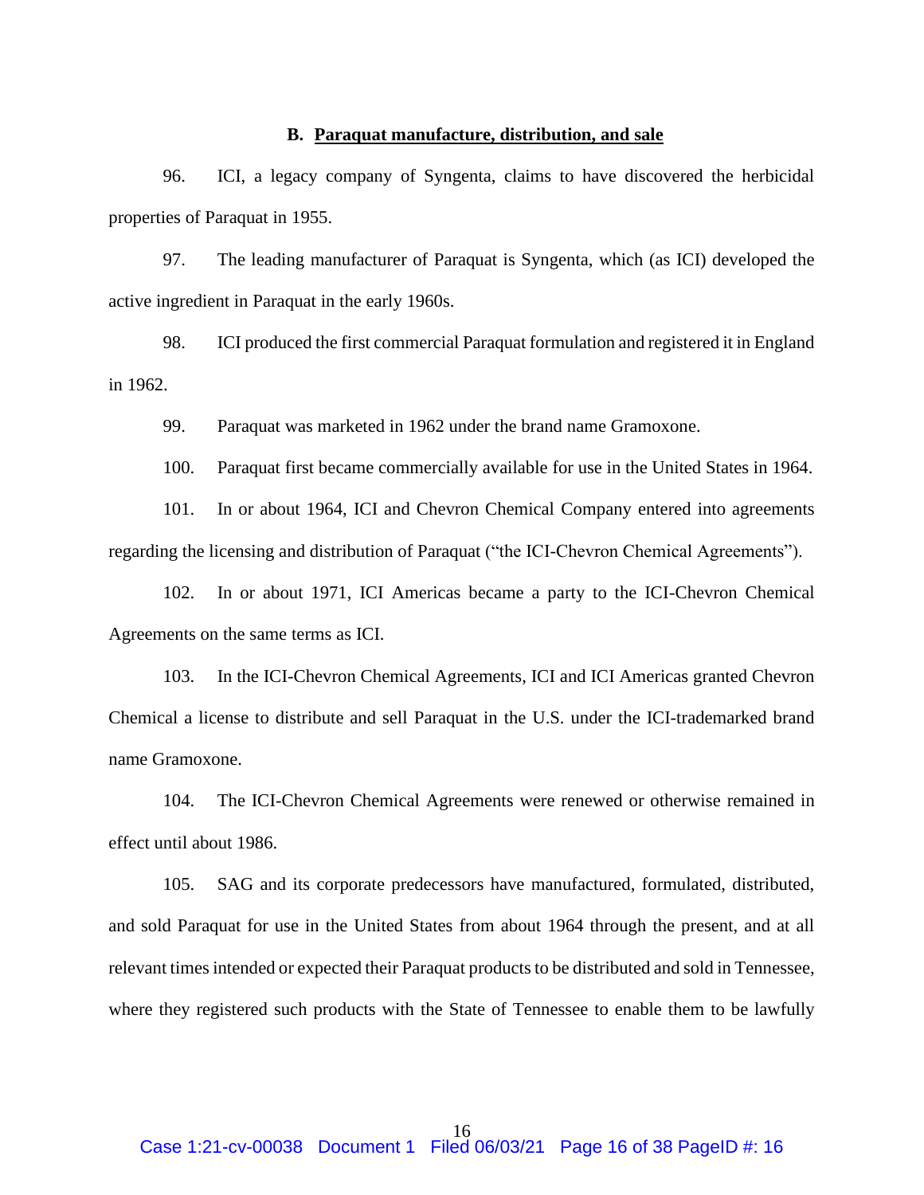### B. Paraquat manufacture, distribution, and sale

96. ICI, a legacy company of Syngenta, claims to have discovered the herbicidal properties of Paraquat in 1955.

97. The leading manufacturer of Paraquat is Syngenta, which (as ICI) developed the active ingredient in Paraquat in the early 1960s.

98. ICI produced the first commercial Paraquat formulation and registered it in England in 1962.

99. Paraquat was marketed in 1962 under the brand name Gramoxone.

100. Paraquat first became commercially available for use in the United States in 1964.

101. In or about 1964, ICI and Chevron Chemical Company entered into agreements regarding the licensing and distribution of Paraquat ("the ICI-Chevron Chemical Agreements").

102. In or about 1971, ICI Americas became a party to the ICI-Chevron Chemical Agreements on the same terms as ICI.

103. In the ICI-Chevron Chemical Agreements, ICI and ICI Americas granted Chevron Chemical a license to distribute and sell Paraquat in the U.S. under the ICI-trademarked brand name Gramoxone.

104. The ICI-Chevron Chemical Agreements were renewed or otherwise remained in effect until about 1986.

105. SAG and its corporate predecessors have manufactured, formulated, distributed, and sold Paraquat for use in the United States from about 1964 through the present, and at all relevant times intended or expected their Paraquat products to be distributed and sold in Tennessee, where they registered such products with the State of Tennessee to enable them to be lawfully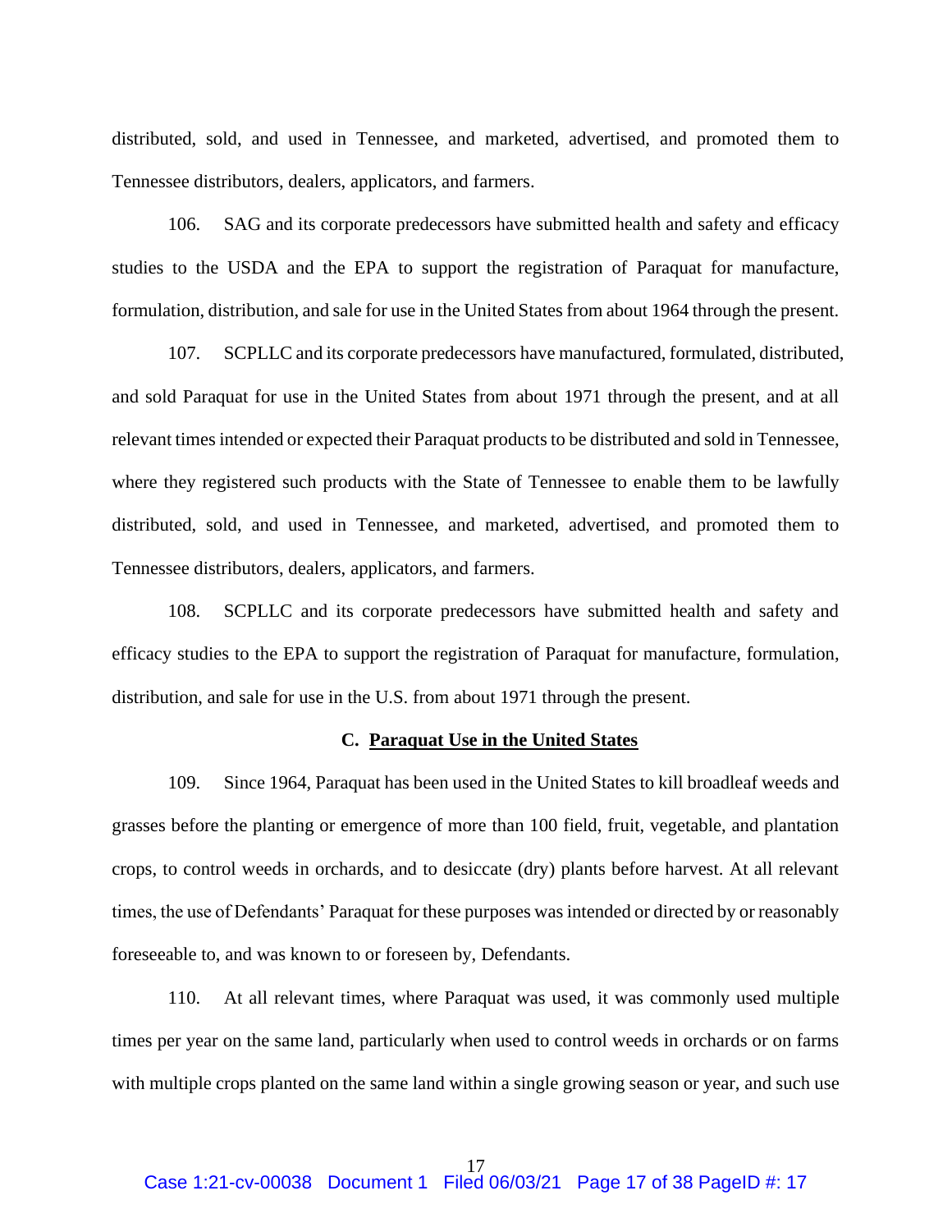distributed, sold, and used in Tennessee, and marketed, advertised, and promoted them to Tennessee distributors, dealers, applicators, and farmers.

106. SAG and its corporate predecessors have submitted health and safety and efficacy studies to the USDA and the EPA to support the registration of Paraquat for manufacture, formulation, distribution, and sale for use in the United States from about 1964 through the present.

107. SCPLLC and its corporate predecessors have manufactured, formulated, distributed, and sold Paraquat for use in the United States from about 1971 through the present, and at all relevant times intended or expected their Paraquat products to be distributed and sold in Tennessee, where they registered such products with the State of Tennessee to enable them to be lawfully distributed, sold, and used in Tennessee, and marketed, advertised, and promoted them to Tennessee distributors, dealers, applicators, and farmers.

108. SCPLLC and its corporate predecessors have submitted health and safety and efficacy studies to the EPA to support the registration of Paraquat for manufacture, formulation, distribution, and sale for use in the U.S. from about 1971 through the present.

### C. Paraquat Use in the United States

109. Since 1964, Paraquat has been used in the United States to kill broadleaf weeds and grasses before the planting or emergence of more than 100 field, fruit, vegetable, and plantation crops, to control weeds in orchards, and to desiccate (dry) plants before harvest. At all relevant times, the use of Defendants' Paraquat for these purposes was intended or directed by or reasonably foreseeable to, and was known to or foreseen by, Defendants.

110. At all relevant times, where Paraquat was used, it was commonly used multiple times per year on the same land, particularly when used to control weeds in orchards or on farms with multiple crops planted on the same land within a single growing season or year, and such use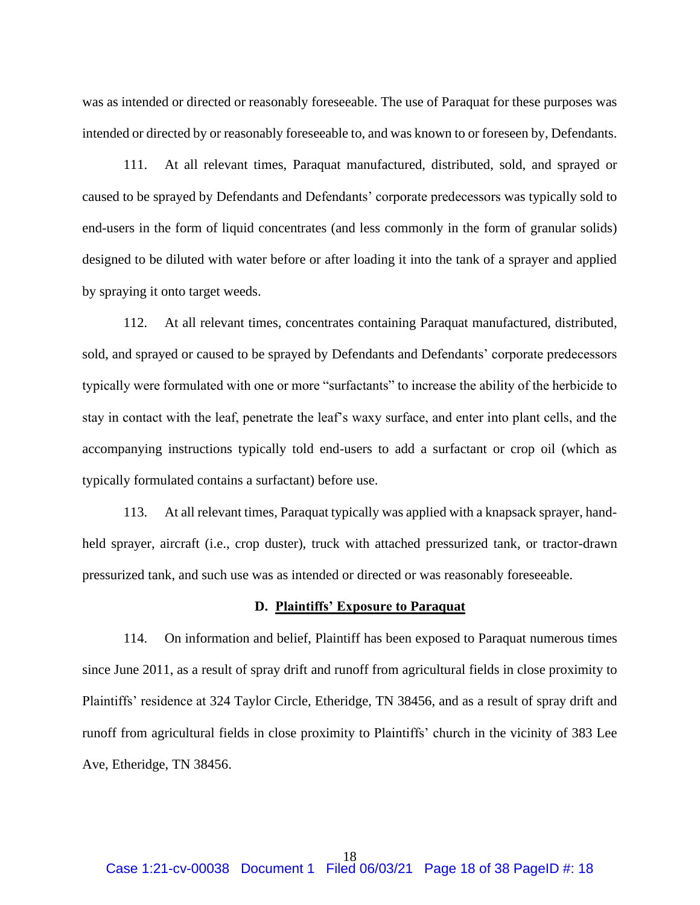was as intended or directed or reasonably foreseeable. The use of Paraquat for these purposes was intended or directed by or reasonably foreseeable to, and was known to or foreseen by, Defendants.

111. At all relevant times, Paraquat manufactured, distributed, sold, and sprayed or caused to be sprayed by Defendants and Defendants' corporate predecessors was typically sold to end-users in the form of liquid concentrates (and less commonly in the form of granular solids) designed to be diluted with water before or after loading it into the tank of a sprayer and applied by spraying it onto target weeds.

112. At all relevant times, concentrates containing Paraquat manufactured, distributed, sold, and sprayed or caused to be sprayed by Defendants and Defendants' corporate predecessors typically were formulated with one or more "surfactants" to increase the ability of the herbicide to stay in contact with the leaf, penetrate the leaf's waxy surface, and enter into plant cells, and the accompanying instructions typically told end-users to add a surfactant or crop oil (which as typically formulated contains a surfactant) before use.

113. At all relevant times, Paraquat typically was applied with a knapsack sprayer, hand-held sprayer, aircraft (i.e., crop duster), truck with attached pressurized tank, or tractor-drawn pressurized tank, and such use was as intended or directed or was reasonably foreseeable.

### D. **Plaintiffs' Exposure to Paraquat**

114. On information and belief, Plaintiff has been exposed to Paraquat numerous times since June 2011, as a result of spray drift and runoff from agricultural fields in close proximity to Plaintiffs' residence at 324 Taylor Circle, Etheridge, TN 38456, and as a result of spray drift and runoff from agricultural fields in close proximity to Plaintiffs' church in the vicinity of 383 Lee Ave, Etheridge, TN 38456.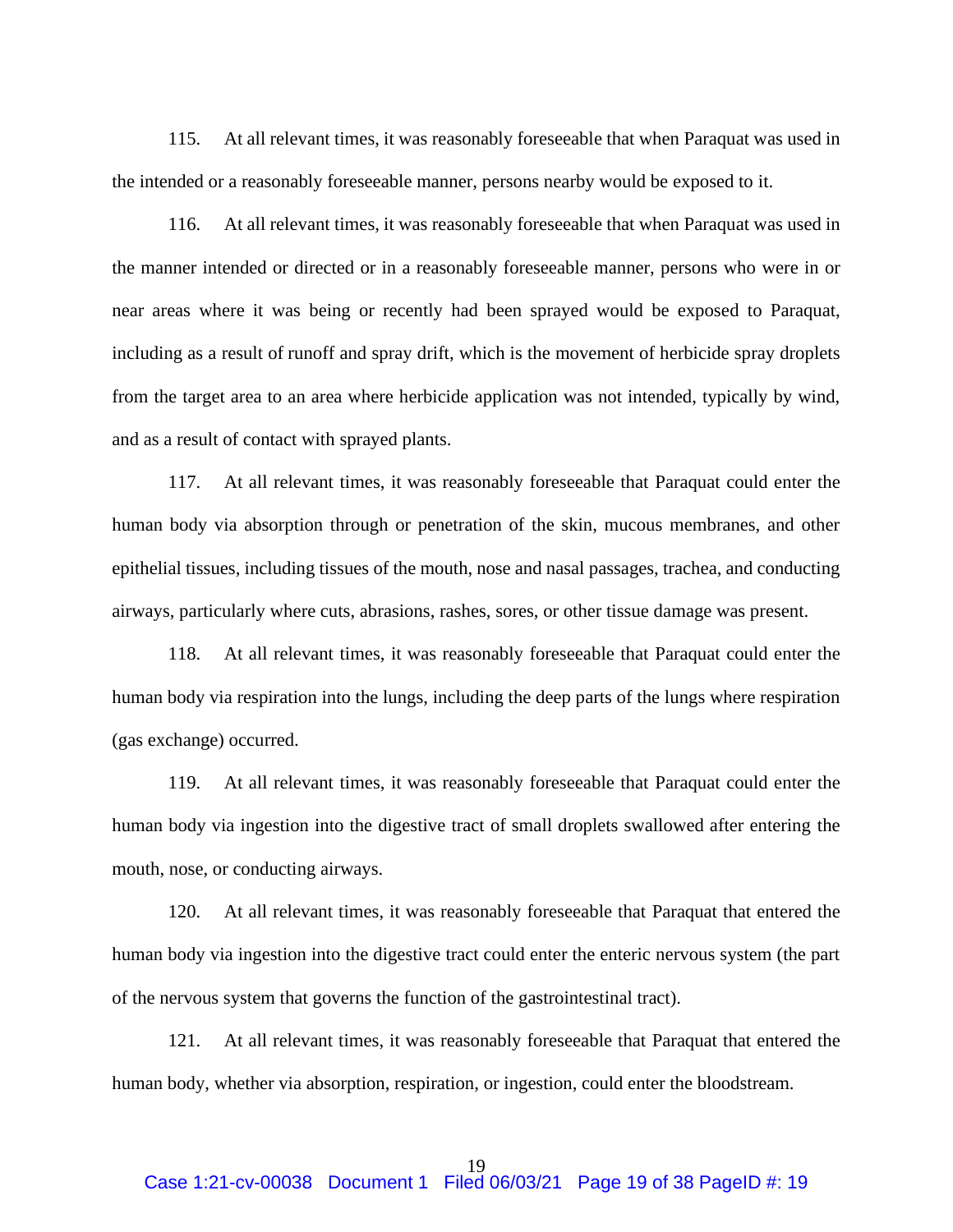115. At all relevant times, it was reasonably foreseeable that when Paraquat was used in the intended or a reasonably foreseeable manner, persons nearby would be exposed to it.

116. At all relevant times, it was reasonably foreseeable that when Paraquat was used in the manner intended or directed or in a reasonably foreseeable manner, persons who were in or near areas where it was being or recently had been sprayed would be exposed to Paraquat, including as a result of runoff and spray drift, which is the movement of herbicide spray droplets from the target area to an area where herbicide application was not intended, typically by wind, and as a result of contact with sprayed plants.

117. At all relevant times, it was reasonably foreseeable that Paraquat could enter the human body via absorption through or penetration of the skin, mucous membranes, and other epithelial tissues, including tissues of the mouth, nose and nasal passages, trachea, and conducting airways, particularly where cuts, abrasions, rashes, sores, or other tissue damage was present.

118. At all relevant times, it was reasonably foreseeable that Paraquat could enter the human body via respiration into the lungs, including the deep parts of the lungs where respiration (gas exchange) occurred.

119. At all relevant times, it was reasonably foreseeable that Paraquat could enter the human body via ingestion into the digestive tract of small droplets swallowed after entering the mouth, nose, or conducting airways.

120. At all relevant times, it was reasonably foreseeable that Paraquat that entered the human body via ingestion into the digestive tract could enter the enteric nervous system (the part of the nervous system that governs the function of the gastrointestinal tract).

121. At all relevant times, it was reasonably foreseeable that Paraquat that entered the human body, whether via absorption, respiration, or ingestion, could enter the bloodstream.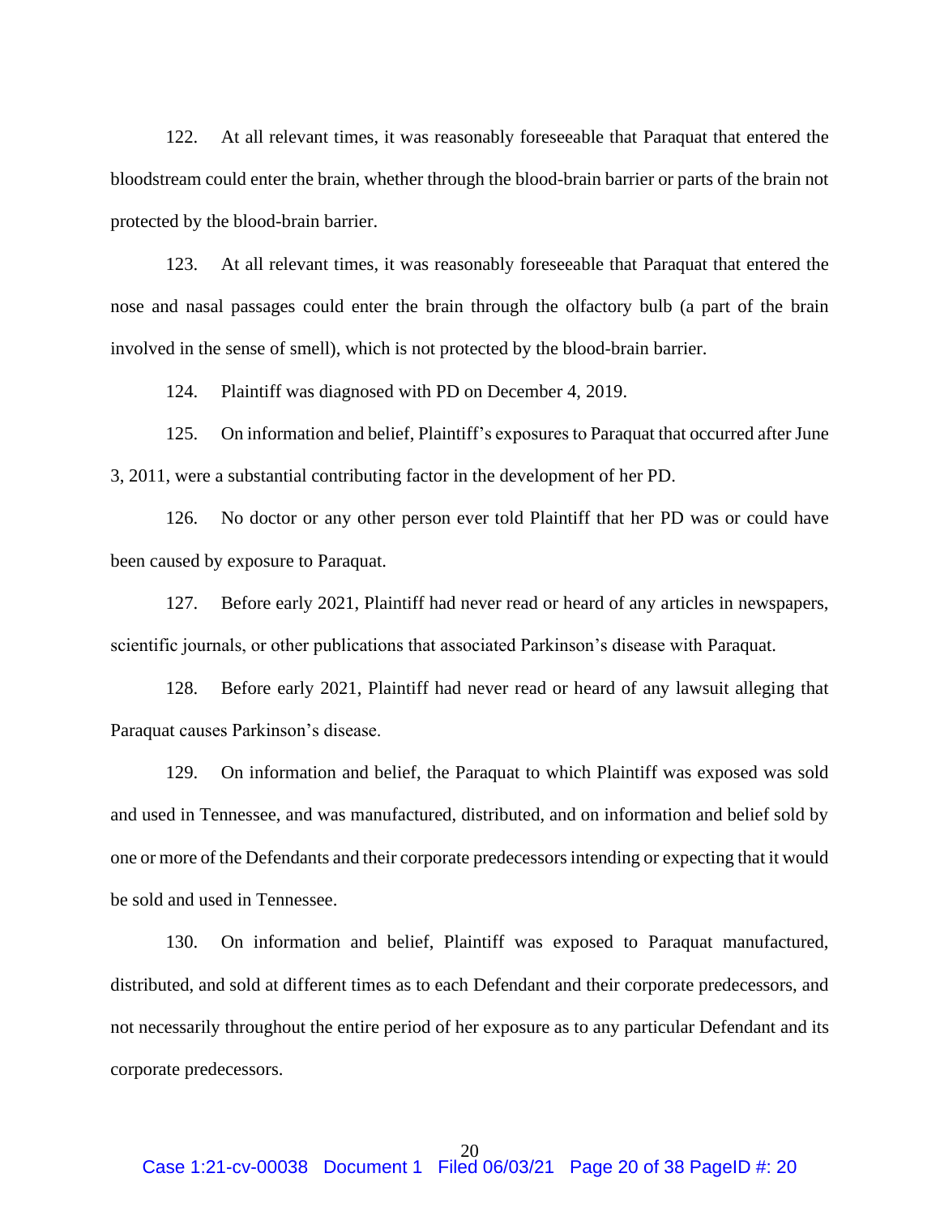122. At all relevant times, it was reasonably foreseeable that Paraquat that entered the bloodstream could enter the brain, whether through the blood-brain barrier or parts of the brain not protected by the blood-brain barrier.

123. At all relevant times, it was reasonably foreseeable that Paraquat that entered the nose and nasal passages could enter the brain through the olfactory bulb (a part of the brain involved in the sense of smell), which is not protected by the blood-brain barrier.

124. Plaintiff was diagnosed with PD on December 4, 2019.

125. On information and belief, Plaintiff's exposures to Paraquat that occurred after June 3, 2011, were a substantial contributing factor in the development of her PD.

126. No doctor or any other person ever told Plaintiff that her PD was or could have been caused by exposure to Paraquat.

127. Before early 2021, Plaintiff had never read or heard of any articles in newspapers, scientific journals, or other publications that associated Parkinson's disease with Paraquat.

128. Before early 2021, Plaintiff had never read or heard of any lawsuit alleging that Paraquat causes Parkinson's disease.

129. On information and belief, the Paraquat to which Plaintiff was exposed was sold and used in Tennessee, and was manufactured, distributed, and on information and belief sold by one or more of the Defendants and their corporate predecessors intending or expecting that it would be sold and used in Tennessee.

130. On information and belief, Plaintiff was exposed to Paraquat manufactured, distributed, and sold at different times as to each Defendant and their corporate predecessors, and not necessarily throughout the entire period of her exposure as to any particular Defendant and its corporate predecessors.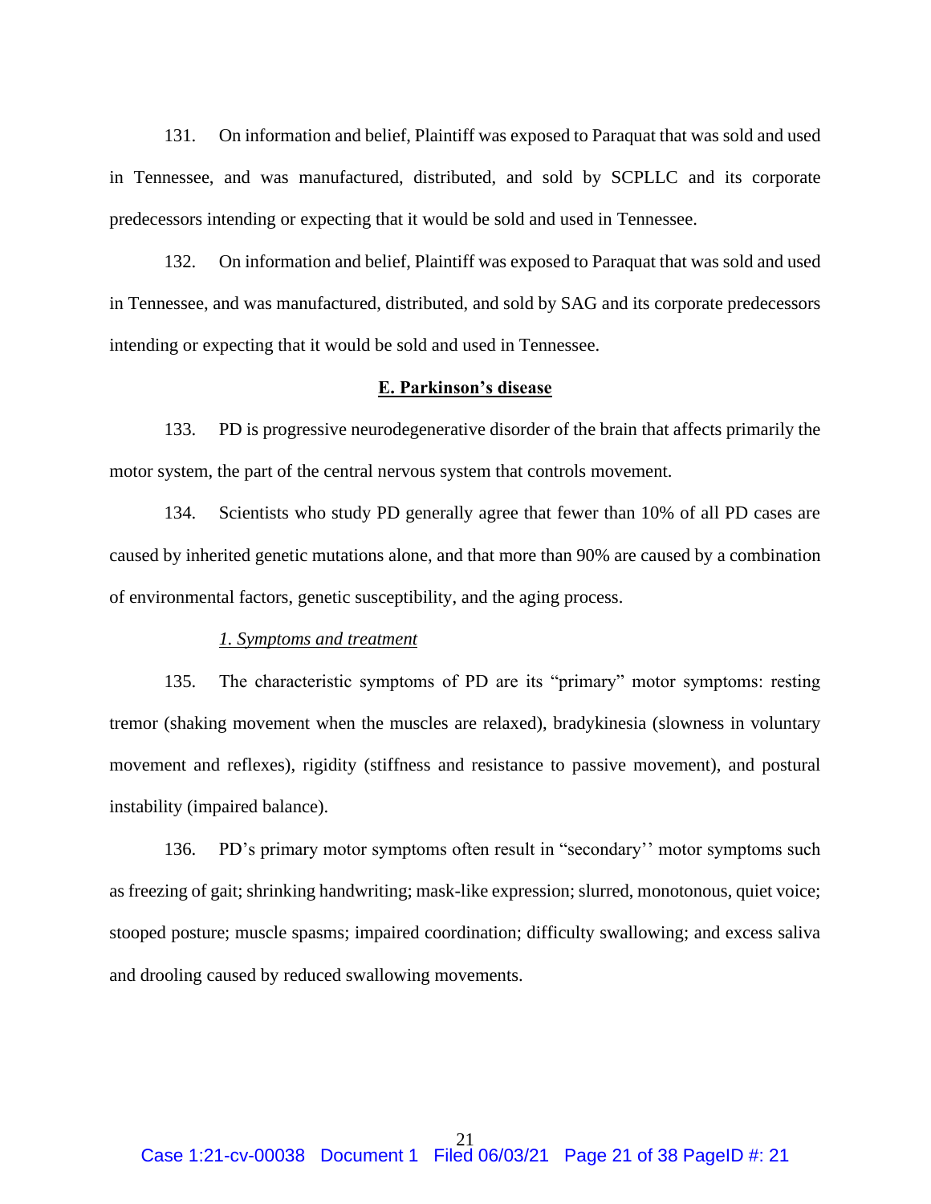131. On information and belief, Plaintiff was exposed to Paraquat that was sold and used in Tennessee, and was manufactured, distributed, and sold by SCPLLC and its corporate predecessors intending or expecting that it would be sold and used in Tennessee.

132. On information and belief, Plaintiff was exposed to Paraquat that was sold and used in Tennessee, and was manufactured, distributed, and sold by SAG and its corporate predecessors intending or expecting that it would be sold and used in Tennessee.

## E. Parkinson's disease

133. PD is progressive neurodegenerative disorder of the brain that affects primarily the motor system, the part of the central nervous system that controls movement.

134. Scientists who study PD generally agree that fewer than 10% of all PD cases are caused by inherited genetic mutations alone, and that more than 90% are caused by a combination of environmental factors, genetic susceptibility, and the aging process.

### *1. Symptoms and treatment*

135. The characteristic symptoms of PD are its "primary" motor symptoms: resting tremor (shaking movement when the muscles are relaxed), bradykinesia (slowness in voluntary movement and reflexes), rigidity (stiffness and resistance to passive movement), and postural instability (impaired balance).

136. PD's primary motor symptoms often result in "secondary'' motor symptoms such as freezing of gait; shrinking handwriting; mask-like expression; slurred, monotonous, quiet voice; stooped posture; muscle spasms; impaired coordination; difficulty swallowing; and excess saliva and drooling caused by reduced swallowing movements.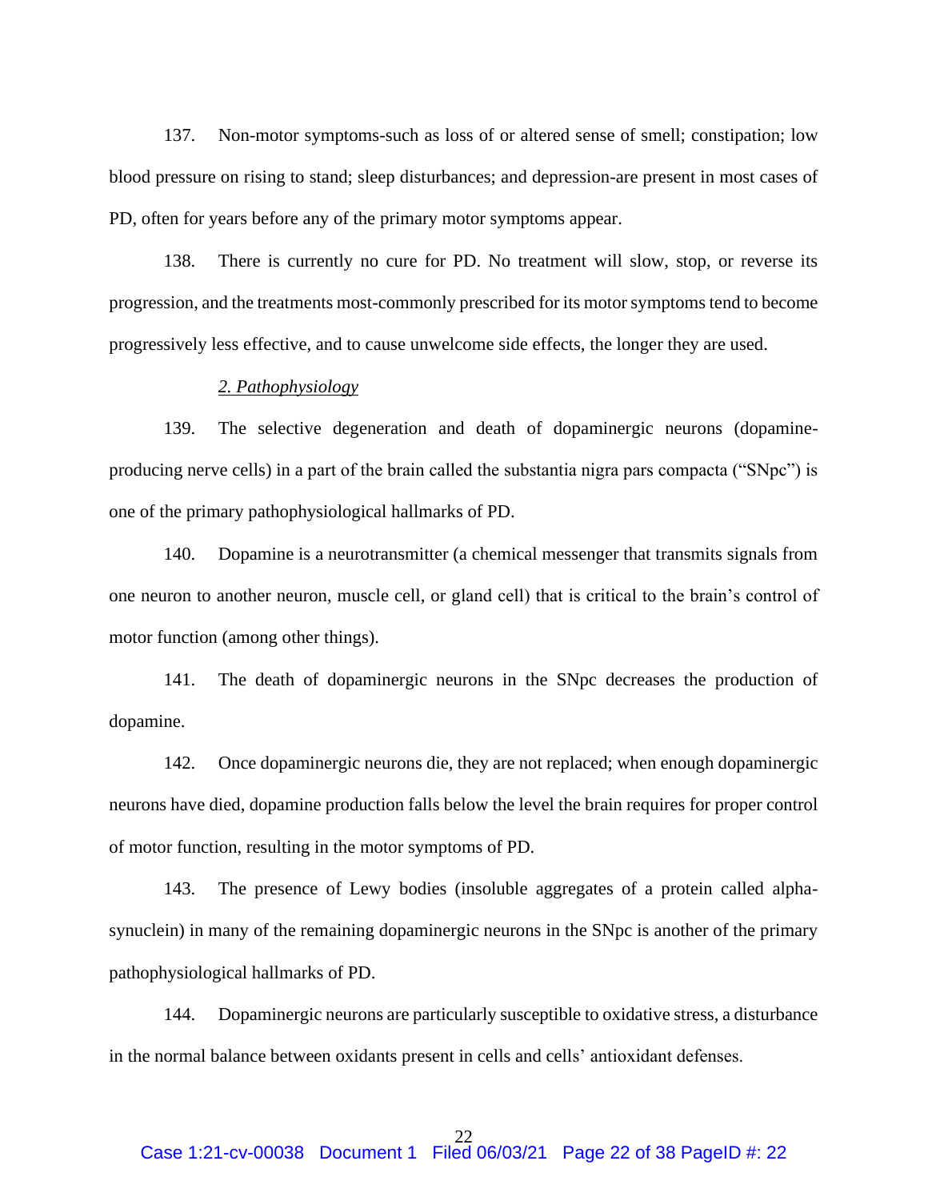137. Non-motor symptoms-such as loss of or altered sense of smell; constipation; low blood pressure on rising to stand; sleep disturbances; and depression-are present in most cases of PD, often for years before any of the primary motor symptoms appear.

138. There is currently no cure for PD. No treatment will slow, stop, or reverse its progression, and the treatments most-commonly prescribed for its motor symptoms tend to become progressively less effective, and to cause unwelcome side effects, the longer they are used.

### *2. Pathophysiology*

139. The selective degeneration and death of dopaminergic neurons (dopamine-producing nerve cells) in a part of the brain called the substantia nigra pars compacta ("SNpc") is one of the primary pathophysiological hallmarks of PD.

140. Dopamine is a neurotransmitter (a chemical messenger that transmits signals from one neuron to another neuron, muscle cell, or gland cell) that is critical to the brain's control of motor function (among other things).

141. The death of dopaminergic neurons in the SNpc decreases the production of dopamine.

142. Once dopaminergic neurons die, they are not replaced; when enough dopaminergic neurons have died, dopamine production falls below the level the brain requires for proper control of motor function, resulting in the motor symptoms of PD.

143. The presence of Lewy bodies (insoluble aggregates of a protein called alpha-synuclein) in many of the remaining dopaminergic neurons in the SNpc is another of the primary pathophysiological hallmarks of PD.

144. Dopaminergic neurons are particularly susceptible to oxidative stress, a disturbance in the normal balance between oxidants present in cells and cells' antioxidant defenses.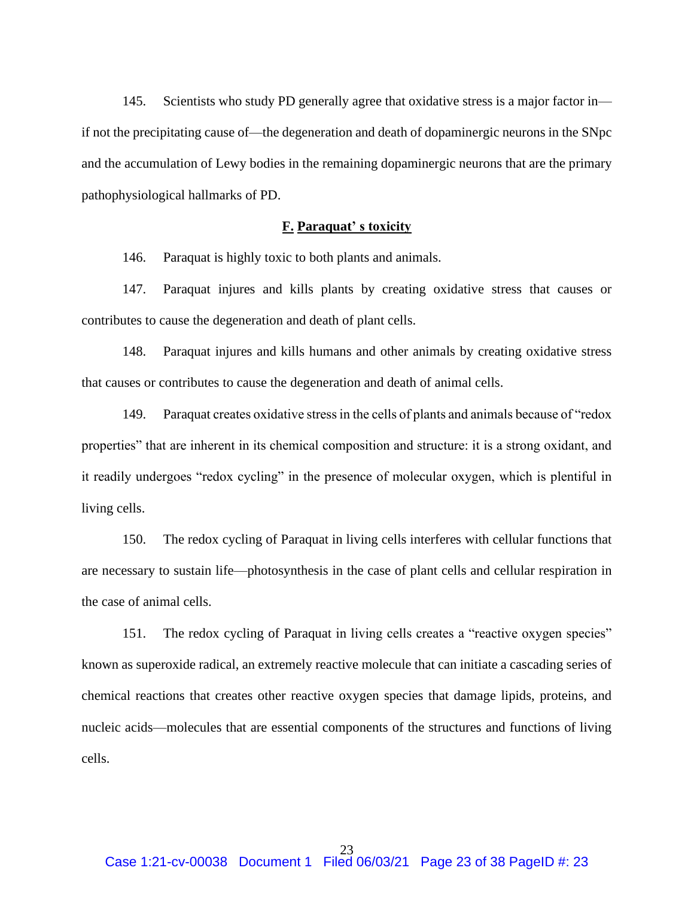145. Scientists who study PD generally agree that oxidative stress is a major factor in—if not the precipitating cause of—the degeneration and death of dopaminergic neurons in the SNpc and the accumulation of Lewy bodies in the remaining dopaminergic neurons that are the primary pathophysiological hallmarks of PD.

### F. Paraquat' s toxicity

146. Paraquat is highly toxic to both plants and animals.

147. Paraquat injures and kills plants by creating oxidative stress that causes or contributes to cause the degeneration and death of plant cells.

148. Paraquat injures and kills humans and other animals by creating oxidative stress that causes or contributes to cause the degeneration and death of animal cells.

149. Paraquat creates oxidative stress in the cells of plants and animals because of "redox properties" that are inherent in its chemical composition and structure: it is a strong oxidant, and it readily undergoes "redox cycling" in the presence of molecular oxygen, which is plentiful in living cells.

150. The redox cycling of Paraquat in living cells interferes with cellular functions that are necessary to sustain life—photosynthesis in the case of plant cells and cellular respiration in the case of animal cells.

151. The redox cycling of Paraquat in living cells creates a "reactive oxygen species" known as superoxide radical, an extremely reactive molecule that can initiate a cascading series of chemical reactions that creates other reactive oxygen species that damage lipids, proteins, and nucleic acids—molecules that are essential components of the structures and functions of living cells.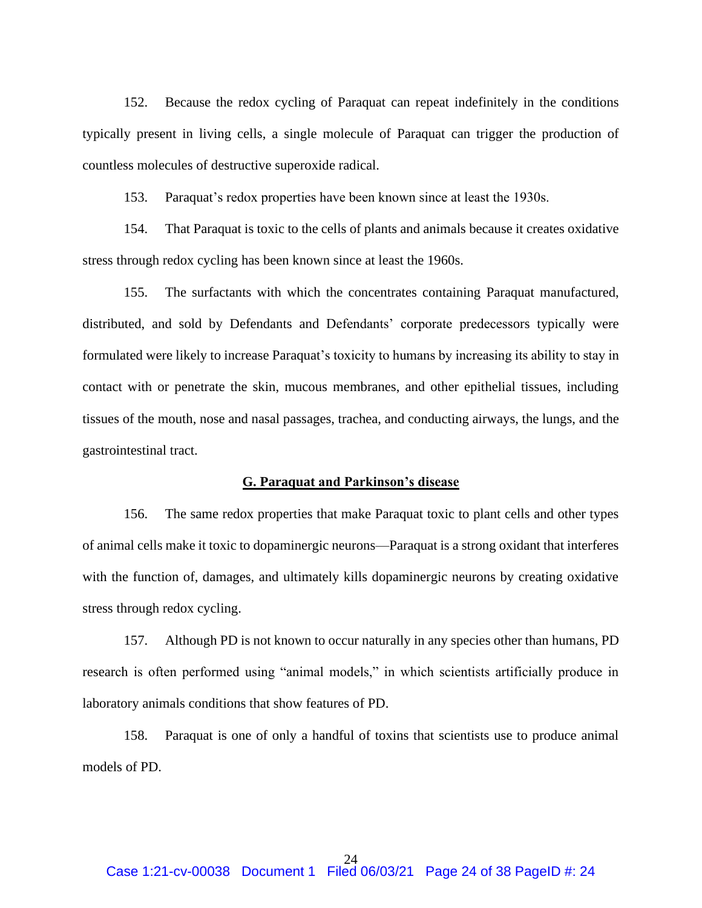152. Because the redox cycling of Paraquat can repeat indefinitely in the conditions typically present in living cells, a single molecule of Paraquat can trigger the production of countless molecules of destructive superoxide radical.

153. Paraquat's redox properties have been known since at least the 1930s.

154. That Paraquat is toxic to the cells of plants and animals because it creates oxidative stress through redox cycling has been known since at least the 1960s.

155. The surfactants with which the concentrates containing Paraquat manufactured, distributed, and sold by Defendants and Defendants' corporate predecessors typically were formulated were likely to increase Paraquat's toxicity to humans by increasing its ability to stay in contact with or penetrate the skin, mucous membranes, and other epithelial tissues, including tissues of the mouth, nose and nasal passages, trachea, and conducting airways, the lungs, and the gastrointestinal tract.

## G. Paraquat and Parkinson's disease

156. The same redox properties that make Paraquat toxic to plant cells and other types of animal cells make it toxic to dopaminergic neurons—Paraquat is a strong oxidant that interferes with the function of, damages, and ultimately kills dopaminergic neurons by creating oxidative stress through redox cycling.

157. Although PD is not known to occur naturally in any species other than humans, PD research is often performed using "animal models," in which scientists artificially produce in laboratory animals conditions that show features of PD.

158. Paraquat is one of only a handful of toxins that scientists use to produce animal models of PD.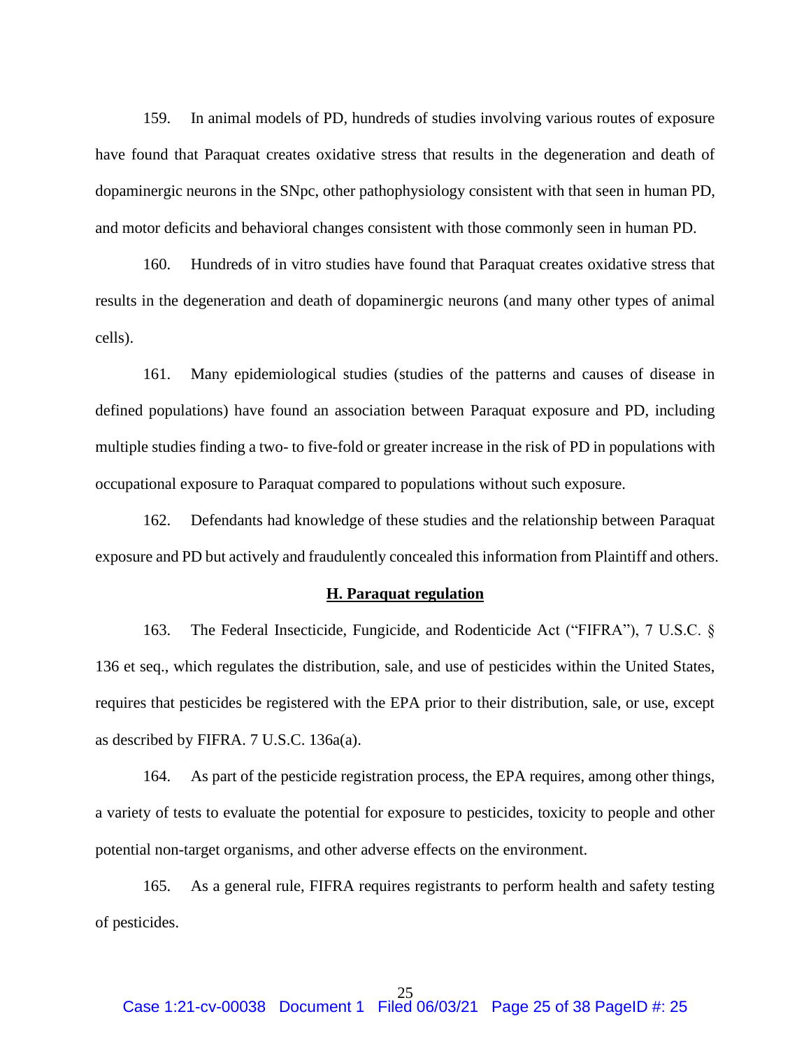159. In animal models of PD, hundreds of studies involving various routes of exposure have found that Paraquat creates oxidative stress that results in the degeneration and death of dopaminergic neurons in the SNpc, other pathophysiology consistent with that seen in human PD, and motor deficits and behavioral changes consistent with those commonly seen in human PD.

160. Hundreds of in vitro studies have found that Paraquat creates oxidative stress that results in the degeneration and death of dopaminergic neurons (and many other types of animal cells).

161. Many epidemiological studies (studies of the patterns and causes of disease in defined populations) have found an association between Paraquat exposure and PD, including multiple studies finding a two- to five-fold or greater increase in the risk of PD in populations with occupational exposure to Paraquat compared to populations without such exposure.

162. Defendants had knowledge of these studies and the relationship between Paraquat exposure and PD but actively and fraudulently concealed this information from Plaintiff and others.

## H. Paraquat regulation

163. The Federal Insecticide, Fungicide, and Rodenticide Act ("FIFRA"), 7 U.S.C. § 136 et seq., which regulates the distribution, sale, and use of pesticides within the United States, requires that pesticides be registered with the EPA prior to their distribution, sale, or use, except as described by FIFRA. 7 U.S.C. 136a(a).

164. As part of the pesticide registration process, the EPA requires, among other things, a variety of tests to evaluate the potential for exposure to pesticides, toxicity to people and other potential non-target organisms, and other adverse effects on the environment.

165. As a general rule, FIFRA requires registrants to perform health and safety testing of pesticides.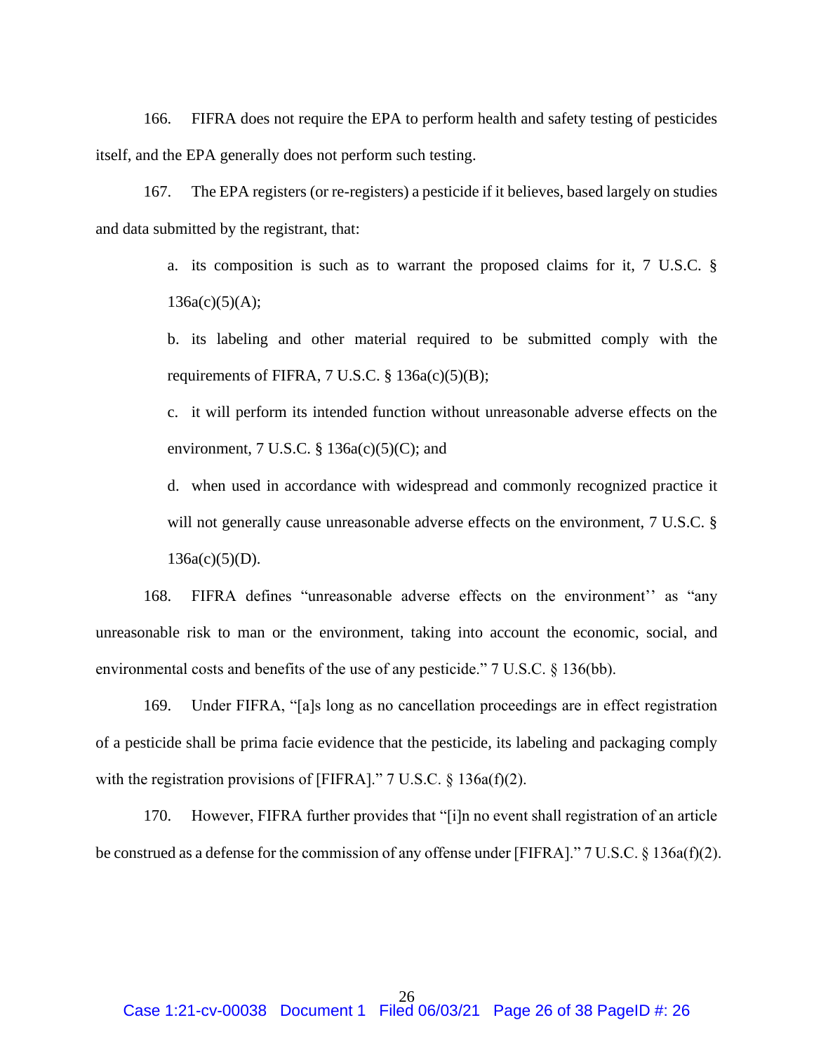166. FIFRA does not require the EPA to perform health and safety testing of pesticides itself, and the EPA generally does not perform such testing.

167. The EPA registers (or re-registers) a pesticide if it believes, based largely on studies and data submitted by the registrant, that:

> a. its composition is such as to warrant the proposed claims for it, 7 U.S.C. § 136a(c)(5)(A);
>
> b. its labeling and other material required to be submitted comply with the requirements of FIFRA, 7 U.S.C. § 136a(c)(5)(B);
>
> c. it will perform its intended function without unreasonable adverse effects on the environment, 7 U.S.C. § 136a(c)(5)(C); and
>
> d. when used in accordance with widespread and commonly recognized practice it will not generally cause unreasonable adverse effects on the environment, 7 U.S.C. § 136a(c)(5)(D).

168. FIFRA defines "unreasonable adverse effects on the environment'' as "any unreasonable risk to man or the environment, taking into account the economic, social, and environmental costs and benefits of the use of any pesticide." 7 U.S.C. § 136(bb).

169. Under FIFRA, "[a]s long as no cancellation proceedings are in effect registration of a pesticide shall be prima facie evidence that the pesticide, its labeling and packaging comply with the registration provisions of [FIFRA]." 7 U.S.C. § 136a(f)(2).

170. However, FIFRA further provides that "[i]n no event shall registration of an article be construed as a defense for the commission of any offense under [FIFRA]." 7 U.S.C. § 136a(f)(2).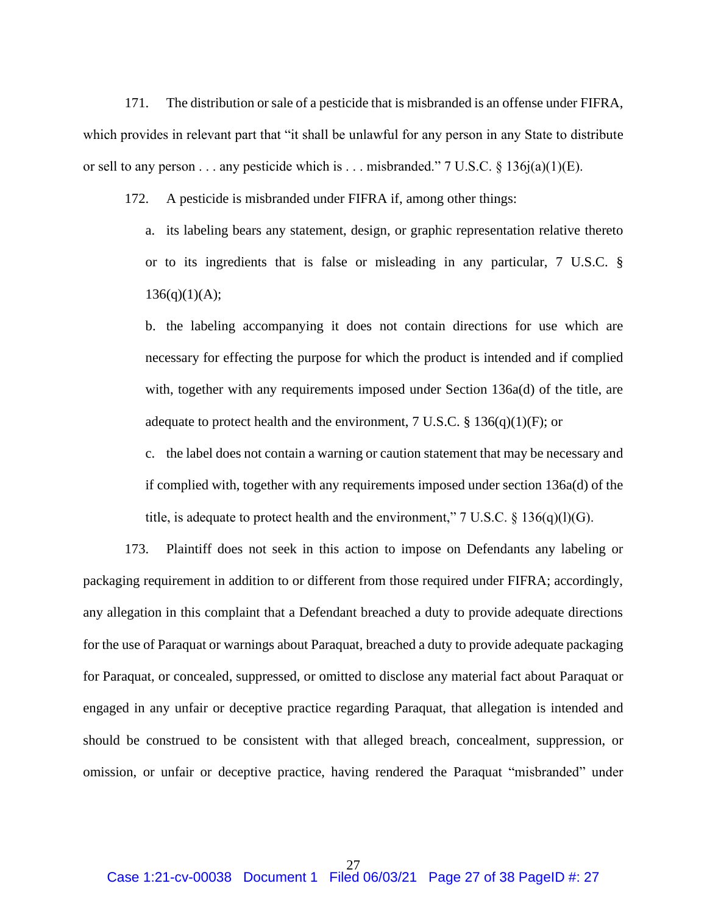171. The distribution or sale of a pesticide that is misbranded is an offense under FIFRA, which provides in relevant part that "it shall be unlawful for any person in any State to distribute or sell to any person . . . any pesticide which is . . . misbranded." 7 U.S.C. § 136j(a)(1)(E).

172. A pesticide is misbranded under FIFRA if, among other things:

a. its labeling bears any statement, design, or graphic representation relative thereto or to its ingredients that is false or misleading in any particular, 7 U.S.C. § 136(q)(1)(A);

b. the labeling accompanying it does not contain directions for use which are necessary for effecting the purpose for which the product is intended and if complied with, together with any requirements imposed under Section 136a(d) of the title, are adequate to protect health and the environment, 7 U.S.C. § 136(q)(1)(F); or

c. the label does not contain a warning or caution statement that may be necessary and if complied with, together with any requirements imposed under section 136a(d) of the title, is adequate to protect health and the environment," 7 U.S.C. § 136(q)(l)(G).

173. Plaintiff does not seek in this action to impose on Defendants any labeling or packaging requirement in addition to or different from those required under FIFRA; accordingly, any allegation in this complaint that a Defendant breached a duty to provide adequate directions for the use of Paraquat or warnings about Paraquat, breached a duty to provide adequate packaging for Paraquat, or concealed, suppressed, or omitted to disclose any material fact about Paraquat or engaged in any unfair or deceptive practice regarding Paraquat, that allegation is intended and should be construed to be consistent with that alleged breach, concealment, suppression, or omission, or unfair or deceptive practice, having rendered the Paraquat "misbranded" under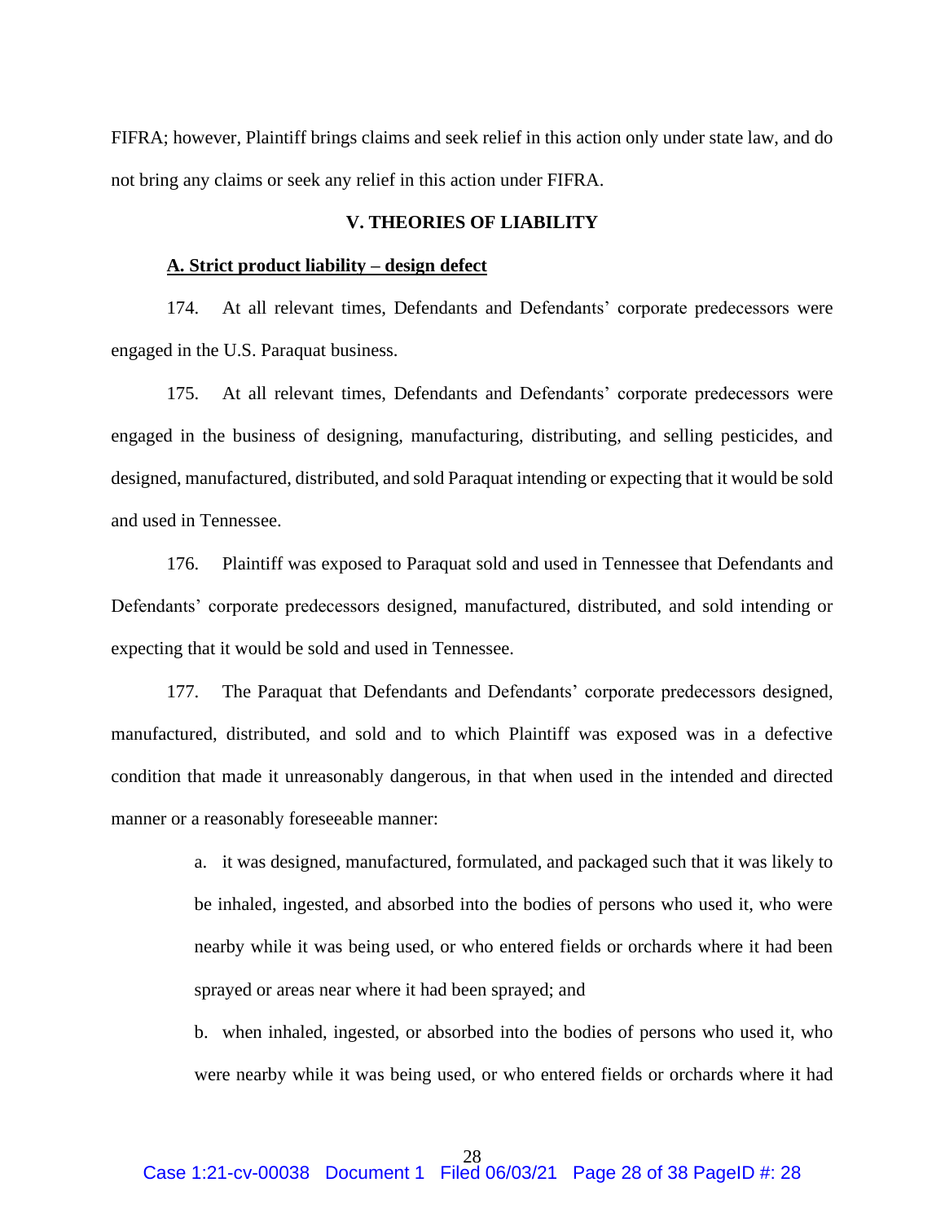FIFRA; however, Plaintiff brings claims and seek relief in this action only under state law, and do not bring any claims or seek any relief in this action under FIFRA.

## V. THEORIES OF LIABILITY

### A. Strict product liability – design defect

174. At all relevant times, Defendants and Defendants' corporate predecessors were engaged in the U.S. Paraquat business.

175. At all relevant times, Defendants and Defendants' corporate predecessors were engaged in the business of designing, manufacturing, distributing, and selling pesticides, and designed, manufactured, distributed, and sold Paraquat intending or expecting that it would be sold and used in Tennessee.

176. Plaintiff was exposed to Paraquat sold and used in Tennessee that Defendants and Defendants' corporate predecessors designed, manufactured, distributed, and sold intending or expecting that it would be sold and used in Tennessee.

177. The Paraquat that Defendants and Defendants' corporate predecessors designed, manufactured, distributed, and sold and to which Plaintiff was exposed was in a defective condition that made it unreasonably dangerous, in that when used in the intended and directed manner or a reasonably foreseeable manner:

a. it was designed, manufactured, formulated, and packaged such that it was likely to be inhaled, ingested, and absorbed into the bodies of persons who used it, who were nearby while it was being used, or who entered fields or orchards where it had been sprayed or areas near where it had been sprayed; and

b. when inhaled, ingested, or absorbed into the bodies of persons who used it, who were nearby while it was being used, or who entered fields or orchards where it had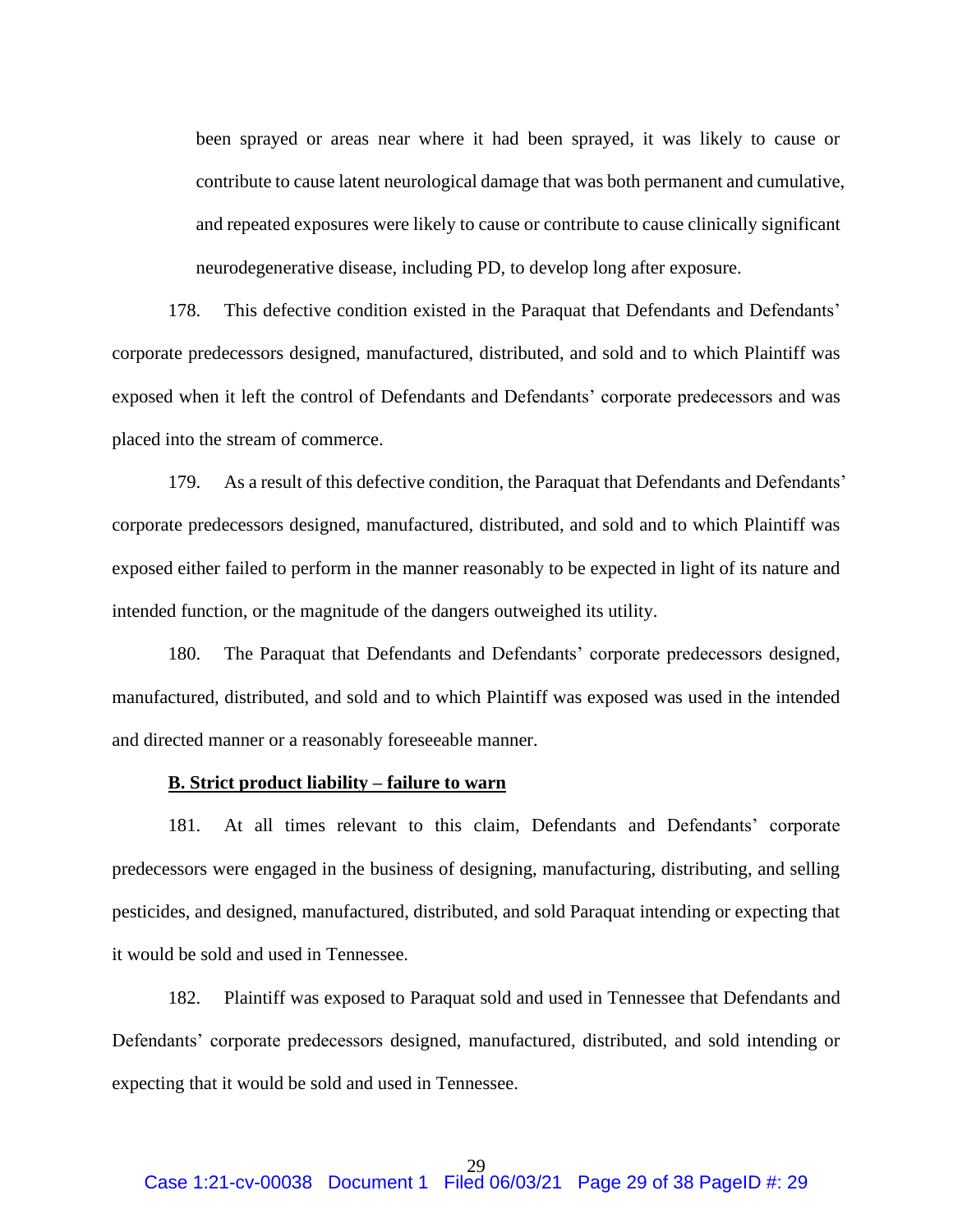been sprayed or areas near where it had been sprayed, it was likely to cause or contribute to cause latent neurological damage that was both permanent and cumulative, and repeated exposures were likely to cause or contribute to cause clinically significant neurodegenerative disease, including PD, to develop long after exposure.

178. This defective condition existed in the Paraquat that Defendants and Defendants' corporate predecessors designed, manufactured, distributed, and sold and to which Plaintiff was exposed when it left the control of Defendants and Defendants' corporate predecessors and was placed into the stream of commerce.

179. As a result of this defective condition, the Paraquat that Defendants and Defendants' corporate predecessors designed, manufactured, distributed, and sold and to which Plaintiff was exposed either failed to perform in the manner reasonably to be expected in light of its nature and intended function, or the magnitude of the dangers outweighed its utility.

180. The Paraquat that Defendants and Defendants' corporate predecessors designed, manufactured, distributed, and sold and to which Plaintiff was exposed was used in the intended and directed manner or a reasonably foreseeable manner.

**B. Strict product liability – failure to warn**

181. At all times relevant to this claim, Defendants and Defendants' corporate predecessors were engaged in the business of designing, manufacturing, distributing, and selling pesticides, and designed, manufactured, distributed, and sold Paraquat intending or expecting that it would be sold and used in Tennessee.

182. Plaintiff was exposed to Paraquat sold and used in Tennessee that Defendants and Defendants' corporate predecessors designed, manufactured, distributed, and sold intending or expecting that it would be sold and used in Tennessee.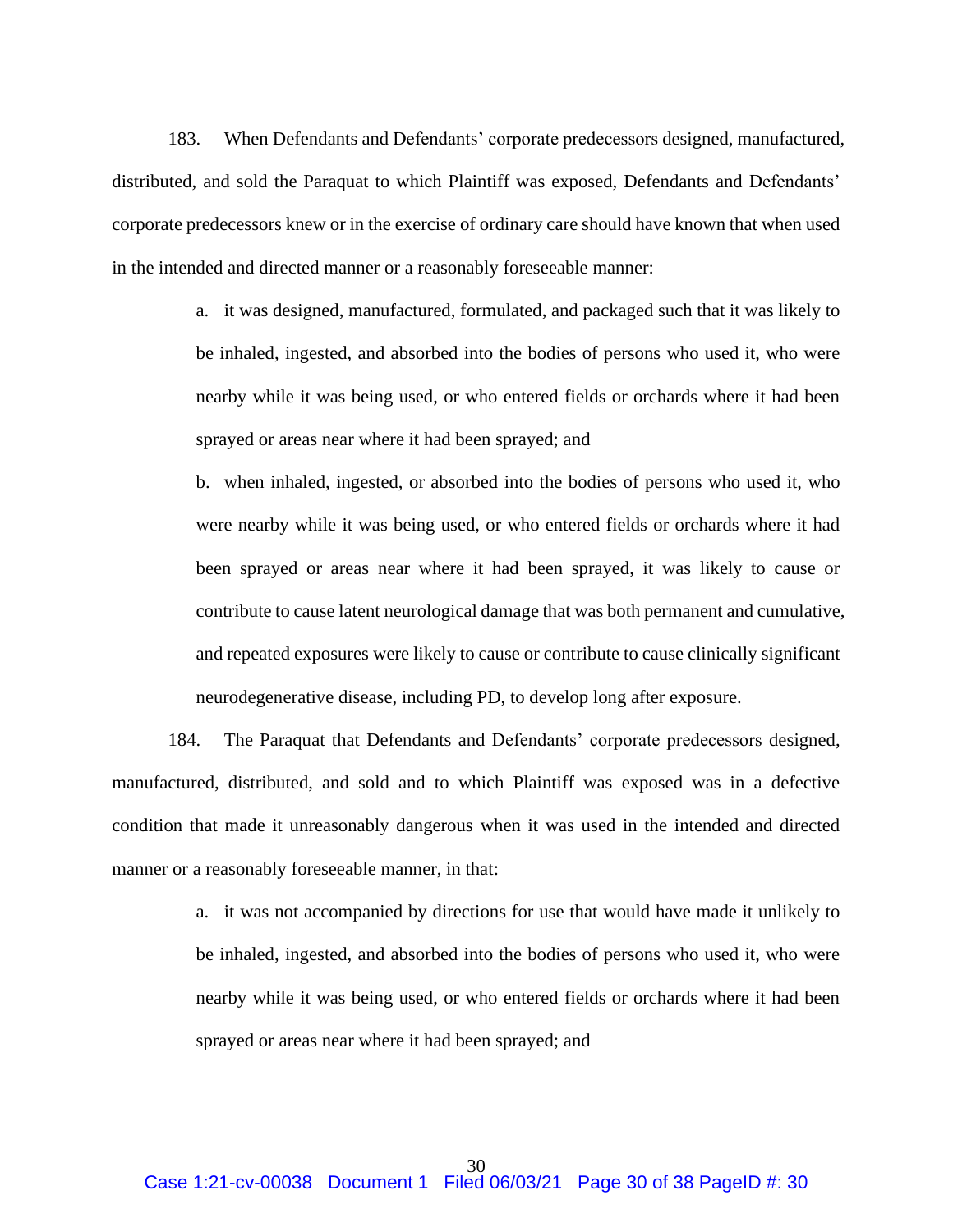183. When Defendants and Defendants' corporate predecessors designed, manufactured, distributed, and sold the Paraquat to which Plaintiff was exposed, Defendants and Defendants' corporate predecessors knew or in the exercise of ordinary care should have known that when used in the intended and directed manner or a reasonably foreseeable manner:

> a. it was designed, manufactured, formulated, and packaged such that it was likely to be inhaled, ingested, and absorbed into the bodies of persons who used it, who were nearby while it was being used, or who entered fields or orchards where it had been sprayed or areas near where it had been sprayed; and
>
> b. when inhaled, ingested, or absorbed into the bodies of persons who used it, who were nearby while it was being used, or who entered fields or orchards where it had been sprayed or areas near where it had been sprayed, it was likely to cause or contribute to cause latent neurological damage that was both permanent and cumulative, and repeated exposures were likely to cause or contribute to cause clinically significant neurodegenerative disease, including PD, to develop long after exposure.

184. The Paraquat that Defendants and Defendants' corporate predecessors designed, manufactured, distributed, and sold and to which Plaintiff was exposed was in a defective condition that made it unreasonably dangerous when it was used in the intended and directed manner or a reasonably foreseeable manner, in that:

> a. it was not accompanied by directions for use that would have made it unlikely to be inhaled, ingested, and absorbed into the bodies of persons who used it, who were nearby while it was being used, or who entered fields or orchards where it had been sprayed or areas near where it had been sprayed; and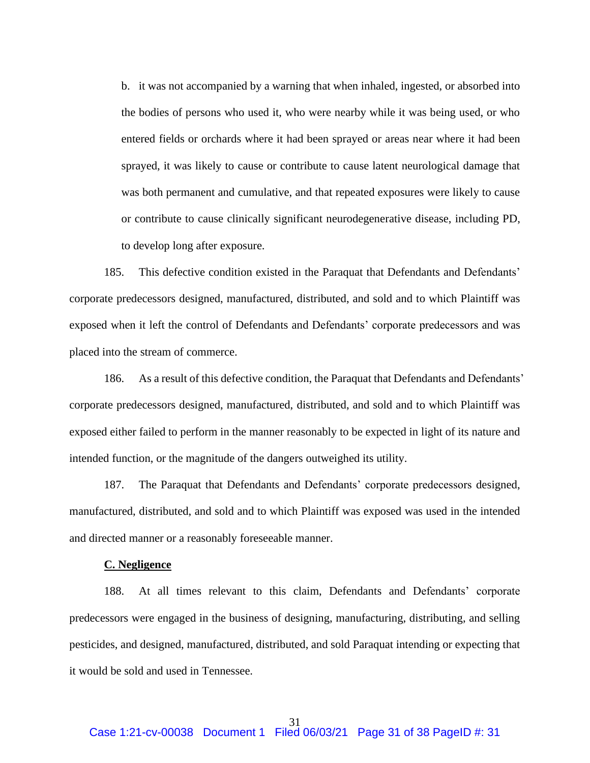b. it was not accompanied by a warning that when inhaled, ingested, or absorbed into the bodies of persons who used it, who were nearby while it was being used, or who entered fields or orchards where it had been sprayed or areas near where it had been sprayed, it was likely to cause or contribute to cause latent neurological damage that was both permanent and cumulative, and that repeated exposures were likely to cause or contribute to cause clinically significant neurodegenerative disease, including PD, to develop long after exposure.

185. This defective condition existed in the Paraquat that Defendants and Defendants' corporate predecessors designed, manufactured, distributed, and sold and to which Plaintiff was exposed when it left the control of Defendants and Defendants' corporate predecessors and was placed into the stream of commerce.

186. As a result of this defective condition, the Paraquat that Defendants and Defendants' corporate predecessors designed, manufactured, distributed, and sold and to which Plaintiff was exposed either failed to perform in the manner reasonably to be expected in light of its nature and intended function, or the magnitude of the dangers outweighed its utility.

187. The Paraquat that Defendants and Defendants' corporate predecessors designed, manufactured, distributed, and sold and to which Plaintiff was exposed was used in the intended and directed manner or a reasonably foreseeable manner.

**C. Negligence**

188. At all times relevant to this claim, Defendants and Defendants' corporate predecessors were engaged in the business of designing, manufacturing, distributing, and selling pesticides, and designed, manufactured, distributed, and sold Paraquat intending or expecting that it would be sold and used in Tennessee.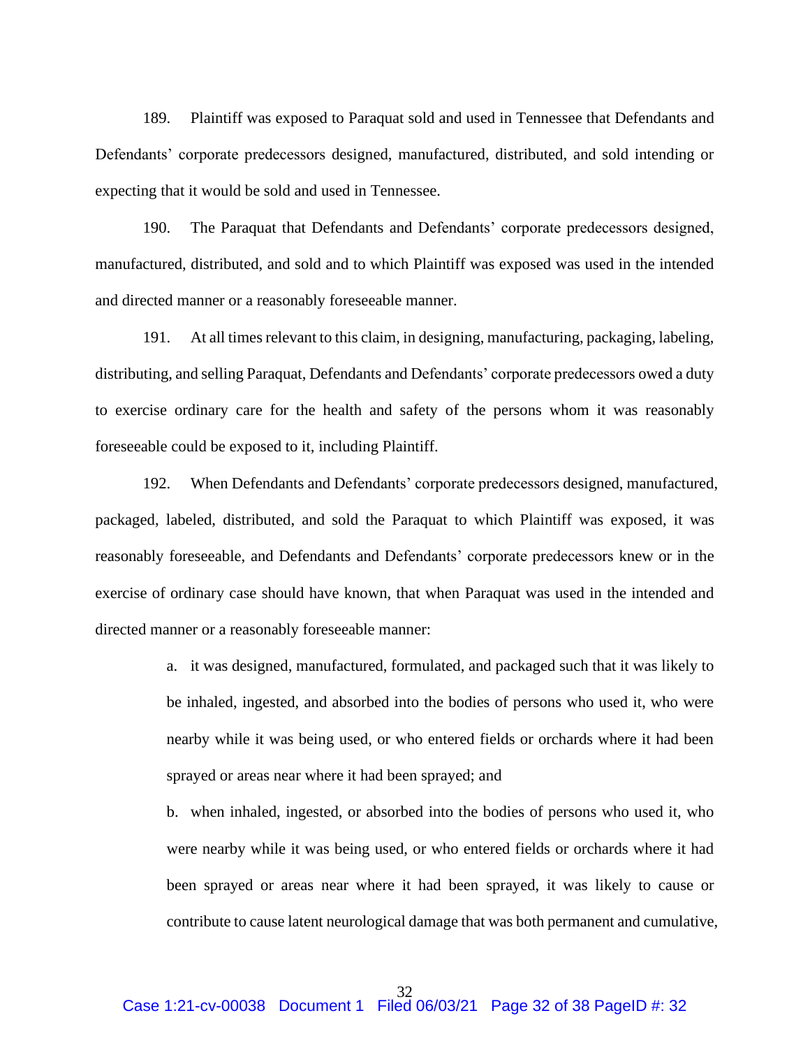189. Plaintiff was exposed to Paraquat sold and used in Tennessee that Defendants and Defendants' corporate predecessors designed, manufactured, distributed, and sold intending or expecting that it would be sold and used in Tennessee.

190. The Paraquat that Defendants and Defendants' corporate predecessors designed, manufactured, distributed, and sold and to which Plaintiff was exposed was used in the intended and directed manner or a reasonably foreseeable manner.

191. At all times relevant to this claim, in designing, manufacturing, packaging, labeling, distributing, and selling Paraquat, Defendants and Defendants' corporate predecessors owed a duty to exercise ordinary care for the health and safety of the persons whom it was reasonably foreseeable could be exposed to it, including Plaintiff.

192. When Defendants and Defendants' corporate predecessors designed, manufactured, packaged, labeled, distributed, and sold the Paraquat to which Plaintiff was exposed, it was reasonably foreseeable, and Defendants and Defendants' corporate predecessors knew or in the exercise of ordinary case should have known, that when Paraquat was used in the intended and directed manner or a reasonably foreseeable manner:

> a. it was designed, manufactured, formulated, and packaged such that it was likely to be inhaled, ingested, and absorbed into the bodies of persons who used it, who were nearby while it was being used, or who entered fields or orchards where it had been sprayed or areas near where it had been sprayed; and
>
> b. when inhaled, ingested, or absorbed into the bodies of persons who used it, who were nearby while it was being used, or who entered fields or orchards where it had been sprayed or areas near where it had been sprayed, it was likely to cause or contribute to cause latent neurological damage that was both permanent and cumulative,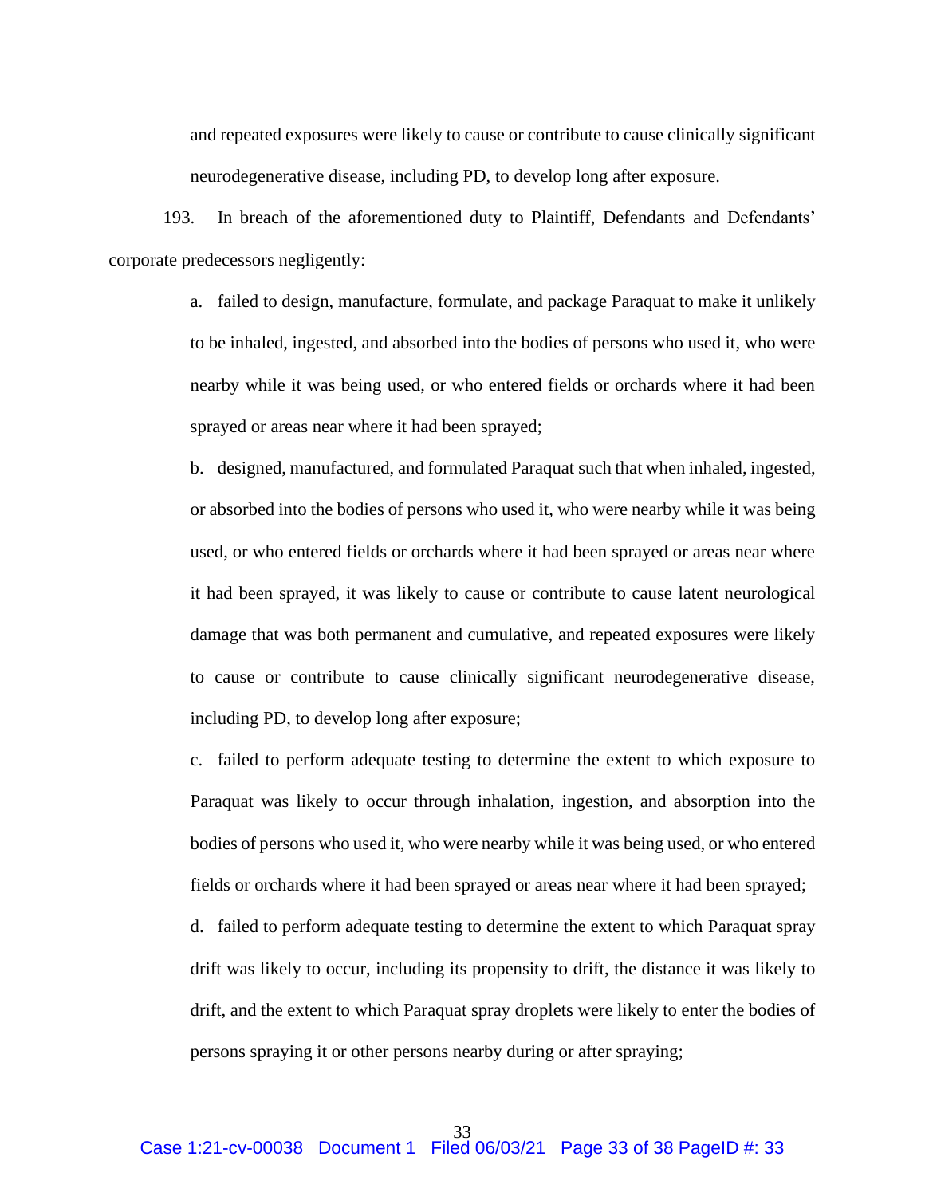and repeated exposures were likely to cause or contribute to cause clinically significant neurodegenerative disease, including PD, to develop long after exposure.

193. In breach of the aforementioned duty to Plaintiff, Defendants and Defendants' corporate predecessors negligently:

a. failed to design, manufacture, formulate, and package Paraquat to make it unlikely to be inhaled, ingested, and absorbed into the bodies of persons who used it, who were nearby while it was being used, or who entered fields or orchards where it had been sprayed or areas near where it had been sprayed;

b. designed, manufactured, and formulated Paraquat such that when inhaled, ingested, or absorbed into the bodies of persons who used it, who were nearby while it was being used, or who entered fields or orchards where it had been sprayed or areas near where it had been sprayed, it was likely to cause or contribute to cause latent neurological damage that was both permanent and cumulative, and repeated exposures were likely to cause or contribute to cause clinically significant neurodegenerative disease, including PD, to develop long after exposure;

c. failed to perform adequate testing to determine the extent to which exposure to Paraquat was likely to occur through inhalation, ingestion, and absorption into the bodies of persons who used it, who were nearby while it was being used, or who entered fields or orchards where it had been sprayed or areas near where it had been sprayed;

d. failed to perform adequate testing to determine the extent to which Paraquat spray drift was likely to occur, including its propensity to drift, the distance it was likely to drift, and the extent to which Paraquat spray droplets were likely to enter the bodies of persons spraying it or other persons nearby during or after spraying;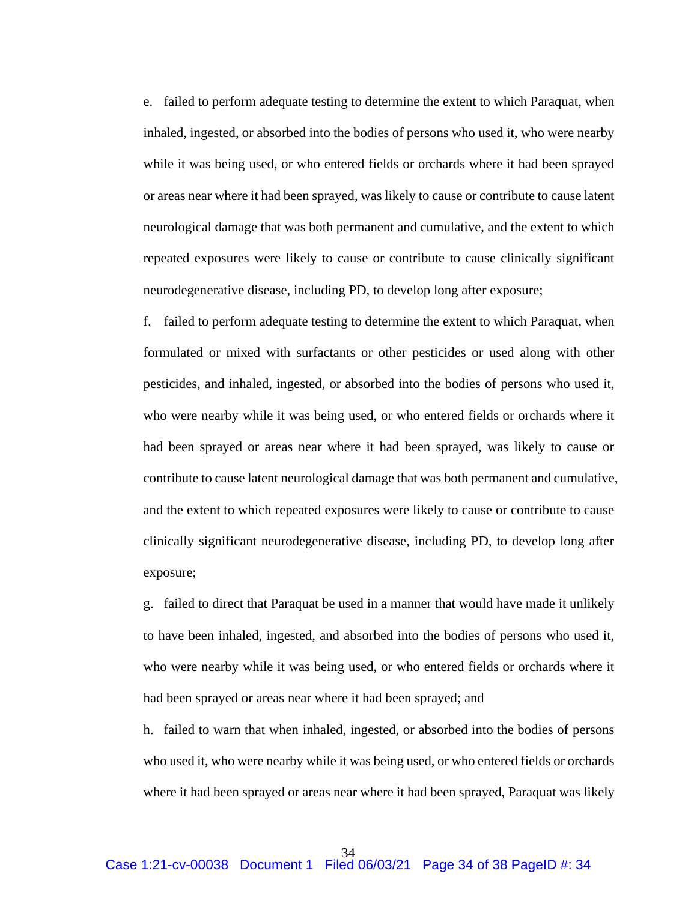e. failed to perform adequate testing to determine the extent to which Paraquat, when inhaled, ingested, or absorbed into the bodies of persons who used it, who were nearby while it was being used, or who entered fields or orchards where it had been sprayed or areas near where it had been sprayed, was likely to cause or contribute to cause latent neurological damage that was both permanent and cumulative, and the extent to which repeated exposures were likely to cause or contribute to cause clinically significant neurodegenerative disease, including PD, to develop long after exposure;

f. failed to perform adequate testing to determine the extent to which Paraquat, when formulated or mixed with surfactants or other pesticides or used along with other pesticides, and inhaled, ingested, or absorbed into the bodies of persons who used it, who were nearby while it was being used, or who entered fields or orchards where it had been sprayed or areas near where it had been sprayed, was likely to cause or contribute to cause latent neurological damage that was both permanent and cumulative, and the extent to which repeated exposures were likely to cause or contribute to cause clinically significant neurodegenerative disease, including PD, to develop long after exposure;

g. failed to direct that Paraquat be used in a manner that would have made it unlikely to have been inhaled, ingested, and absorbed into the bodies of persons who used it, who were nearby while it was being used, or who entered fields or orchards where it had been sprayed or areas near where it had been sprayed; and

h. failed to warn that when inhaled, ingested, or absorbed into the bodies of persons who used it, who were nearby while it was being used, or who entered fields or orchards where it had been sprayed or areas near where it had been sprayed, Paraquat was likely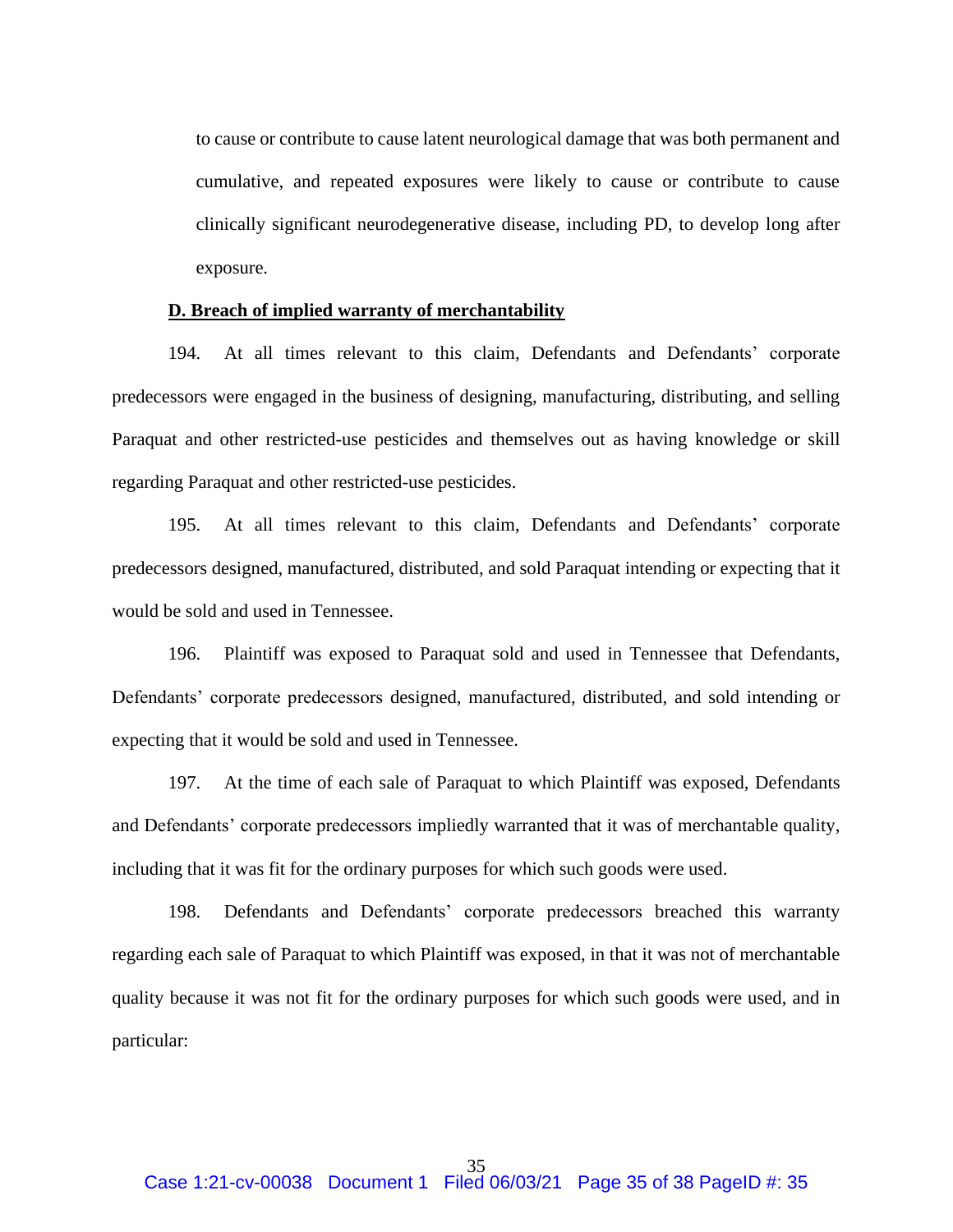to cause or contribute to cause latent neurological damage that was both permanent and cumulative, and repeated exposures were likely to cause or contribute to cause clinically significant neurodegenerative disease, including PD, to develop long after exposure.

**D. Breach of implied warranty of merchantability**

194. At all times relevant to this claim, Defendants and Defendants' corporate predecessors were engaged in the business of designing, manufacturing, distributing, and selling Paraquat and other restricted-use pesticides and themselves out as having knowledge or skill regarding Paraquat and other restricted-use pesticides.

195. At all times relevant to this claim, Defendants and Defendants' corporate predecessors designed, manufactured, distributed, and sold Paraquat intending or expecting that it would be sold and used in Tennessee.

196. Plaintiff was exposed to Paraquat sold and used in Tennessee that Defendants, Defendants' corporate predecessors designed, manufactured, distributed, and sold intending or expecting that it would be sold and used in Tennessee.

197. At the time of each sale of Paraquat to which Plaintiff was exposed, Defendants and Defendants' corporate predecessors impliedly warranted that it was of merchantable quality, including that it was fit for the ordinary purposes for which such goods were used.

198. Defendants and Defendants' corporate predecessors breached this warranty regarding each sale of Paraquat to which Plaintiff was exposed, in that it was not of merchantable quality because it was not fit for the ordinary purposes for which such goods were used, and in particular: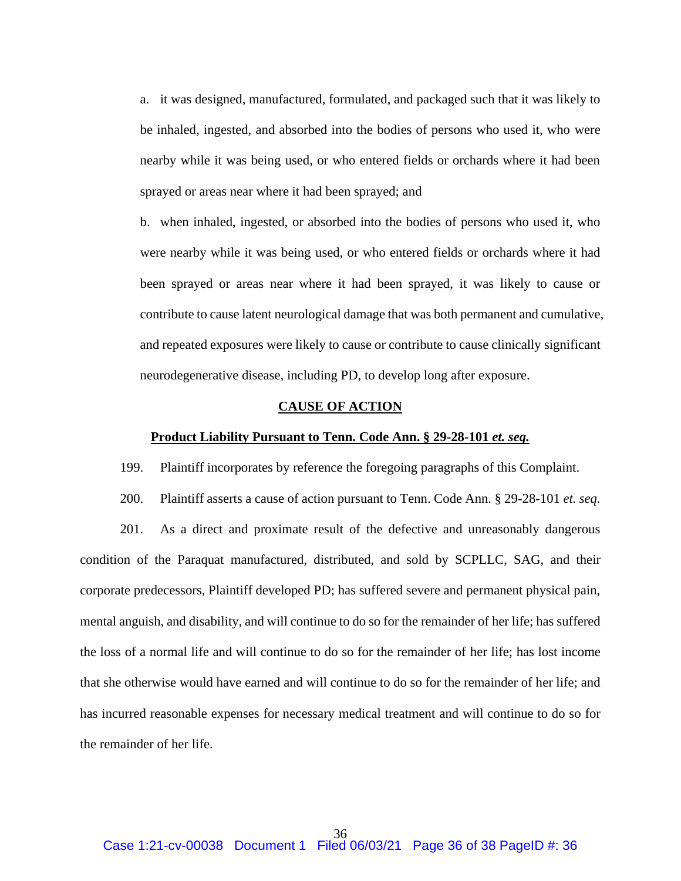a. it was designed, manufactured, formulated, and packaged such that it was likely to be inhaled, ingested, and absorbed into the bodies of persons who used it, who were nearby while it was being used, or who entered fields or orchards where it had been sprayed or areas near where it had been sprayed; and

b. when inhaled, ingested, or absorbed into the bodies of persons who used it, who were nearby while it was being used, or who entered fields or orchards where it had been sprayed or areas near where it had been sprayed, it was likely to cause or contribute to cause latent neurological damage that was both permanent and cumulative, and repeated exposures were likely to cause or contribute to cause clinically significant neurodegenerative disease, including PD, to develop long after exposure.

## CAUSE OF ACTION

### Product Liability Pursuant to Tenn. Code Ann. § 29-28-101 *et. seq.*

199. Plaintiff incorporates by reference the foregoing paragraphs of this Complaint.

200. Plaintiff asserts a cause of action pursuant to Tenn. Code Ann. § 29-28-101 *et. seq.*

201. As a direct and proximate result of the defective and unreasonably dangerous condition of the Paraquat manufactured, distributed, and sold by SCPLLC, SAG, and their corporate predecessors, Plaintiff developed PD; has suffered severe and permanent physical pain, mental anguish, and disability, and will continue to do so for the remainder of her life; has suffered the loss of a normal life and will continue to do so for the remainder of her life; has lost income that she otherwise would have earned and will continue to do so for the remainder of her life; and has incurred reasonable expenses for necessary medical treatment and will continue to do so for the remainder of her life.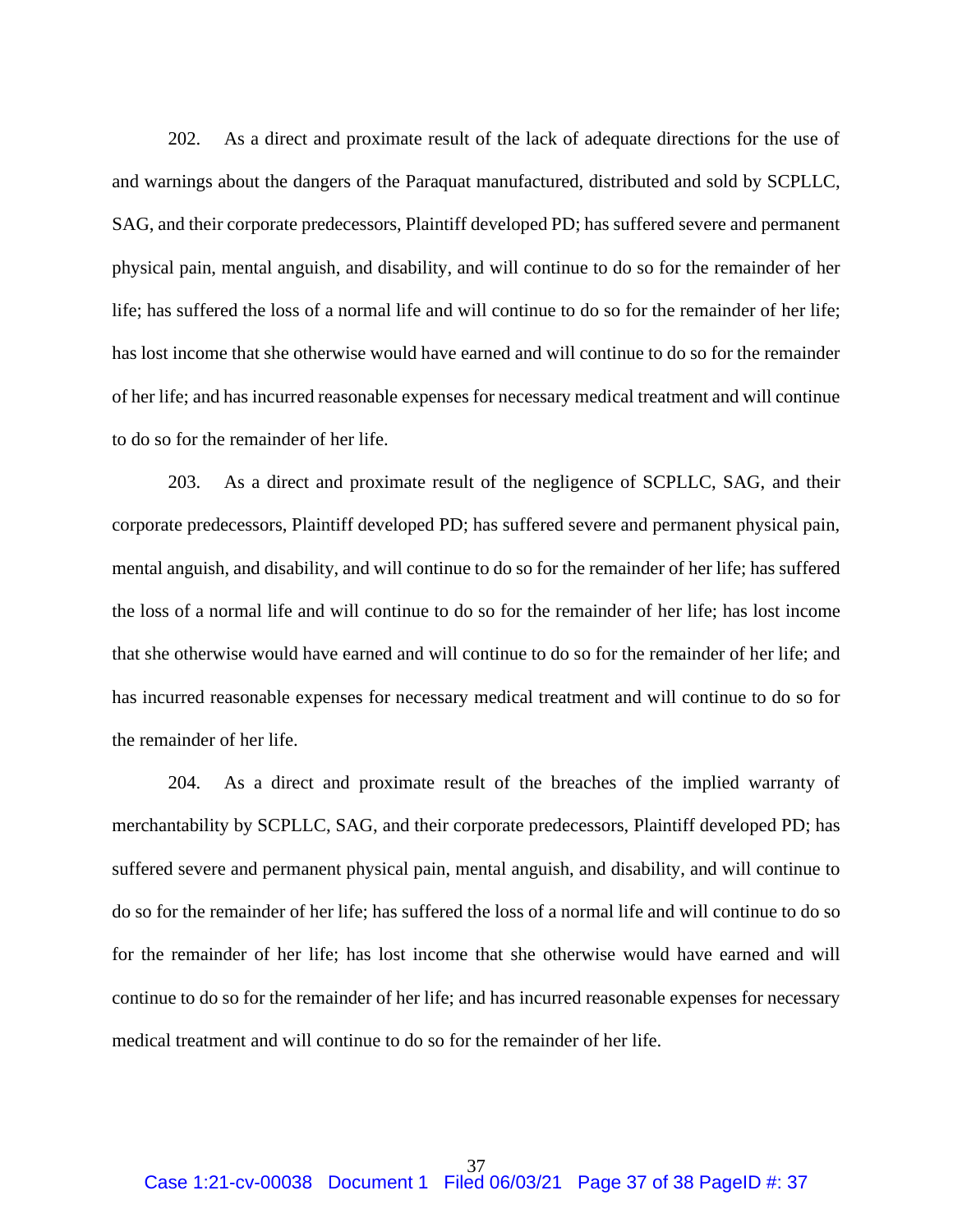202. As a direct and proximate result of the lack of adequate directions for the use of and warnings about the dangers of the Paraquat manufactured, distributed and sold by SCPLLC, SAG, and their corporate predecessors, Plaintiff developed PD; has suffered severe and permanent physical pain, mental anguish, and disability, and will continue to do so for the remainder of her life; has suffered the loss of a normal life and will continue to do so for the remainder of her life; has lost income that she otherwise would have earned and will continue to do so for the remainder of her life; and has incurred reasonable expenses for necessary medical treatment and will continue to do so for the remainder of her life.

203. As a direct and proximate result of the negligence of SCPLLC, SAG, and their corporate predecessors, Plaintiff developed PD; has suffered severe and permanent physical pain, mental anguish, and disability, and will continue to do so for the remainder of her life; has suffered the loss of a normal life and will continue to do so for the remainder of her life; has lost income that she otherwise would have earned and will continue to do so for the remainder of her life; and has incurred reasonable expenses for necessary medical treatment and will continue to do so for the remainder of her life.

204. As a direct and proximate result of the breaches of the implied warranty of merchantability by SCPLLC, SAG, and their corporate predecessors, Plaintiff developed PD; has suffered severe and permanent physical pain, mental anguish, and disability, and will continue to do so for the remainder of her life; has suffered the loss of a normal life and will continue to do so for the remainder of her life; has lost income that she otherwise would have earned and will continue to do so for the remainder of her life; and has incurred reasonable expenses for necessary medical treatment and will continue to do so for the remainder of her life.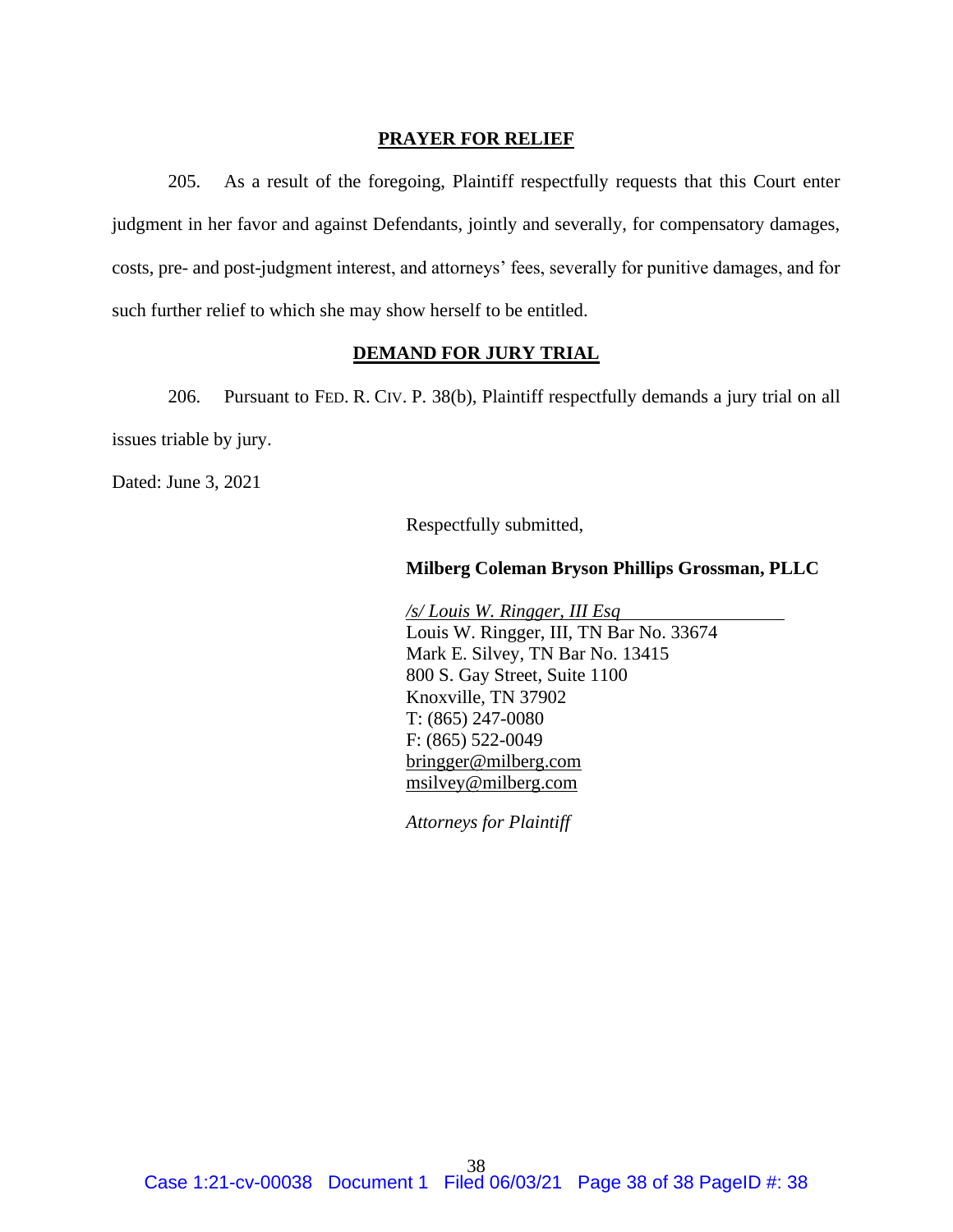## PRAYER FOR RELIEF

205. As a result of the foregoing, Plaintiff respectfully requests that this Court enter judgment in her favor and against Defendants, jointly and severally, for compensatory damages, costs, pre- and post-judgment interest, and attorneys' fees, severally for punitive damages, and for such further relief to which she may show herself to be entitled.

## DEMAND FOR JURY TRIAL

206. Pursuant to FED. R. CIV. P. 38(b), Plaintiff respectfully demands a jury trial on all issues triable by jury.

Dated: June 3, 2021

Respectfully submitted,

**Milberg Coleman Bryson Phillips Grossman, PLLC**

*/s/ Louis W. Ringger, III Esq*
Louis W. Ringger, III, TN Bar No. 33674
Mark E. Silvey, TN Bar No. 13415
800 S. Gay Street, Suite 1100
Knoxville, TN 37902
T: (865) 247-0080
F: (865) 522-0049
bringger@milberg.com
msilvey@milberg.com

*Attorneys for Plaintiff*